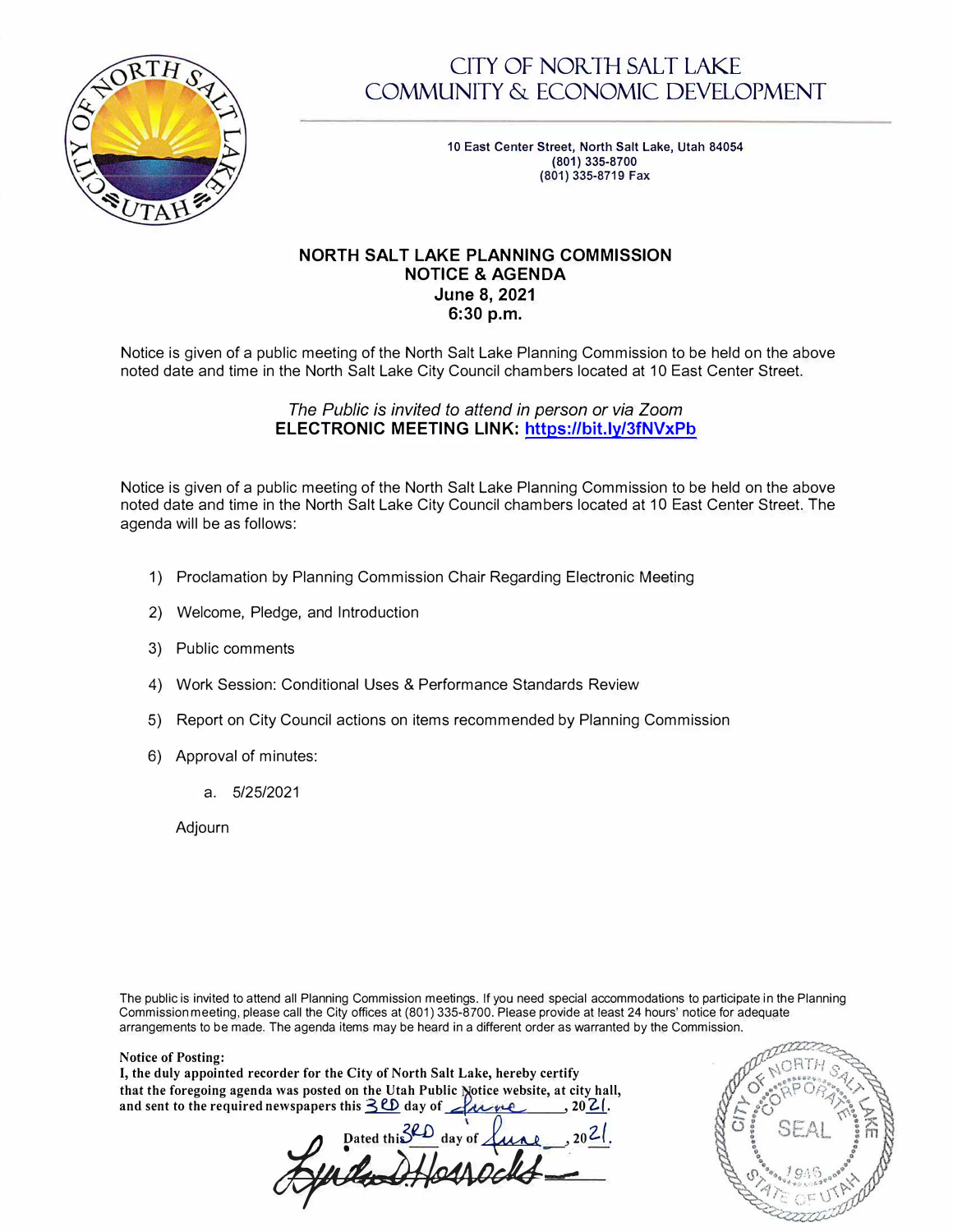# CITY OF NORTH SALT LAKE COMMUNITY & ECONOMIC DEVELOPMENT

10 East Center Street, North Salt Lake, Utah 84054
(801) 335-8700
(801) 335-8719 Fax

## NORTH SALT LAKE PLANNING COMMISSION NOTICE & AGENDA June 8, 2021 6:30 p.m.

Notice is given of a public meeting of the North Salt Lake Planning Commission to be held on the above noted date and time in the North Salt Lake City Council chambers located at 10 East Center Street.

*The Public is invited to attend in person or via Zoom*
**ELECTRONIC MEETING LINK: https://bit.ly/3fNVxPb**

Notice is given of a public meeting of the North Salt Lake Planning Commission to be held on the above noted date and time in the North Salt Lake City Council chambers located at 10 East Center Street. The agenda will be as follows:

1) Proclamation by Planning Commission Chair Regarding Electronic Meeting
2) Welcome, Pledge, and Introduction
3) Public comments
4) Work Session: Conditional Uses & Performance Standards Review
5) Report on City Council actions on items recommended by Planning Commission
6) Approval of minutes:
   a. 5/25/2021

Adjourn

The public is invited to attend all Planning Commission meetings. If you need special accommodations to participate in the Planning Commission meeting, please call the City offices at (801) 335-8700. Please provide at least 24 hours' notice for adequate arrangements to be made. The agenda items may be heard in a different order as warranted by the Commission.

**Notice of Posting:**
**I, the duly appointed recorder for the City of North Salt Lake, hereby certify that the foregoing agenda was posted on the Utah Public Notice website, at city hall, and sent to the required newspapers this 3RD day of June, 2021.**

Dated this 3RD day of June, 2021.

Linda D. Horrocks

CITY OF NORTH SALT LAKE CORPORATE SEAL 1946 STATE OF UTAH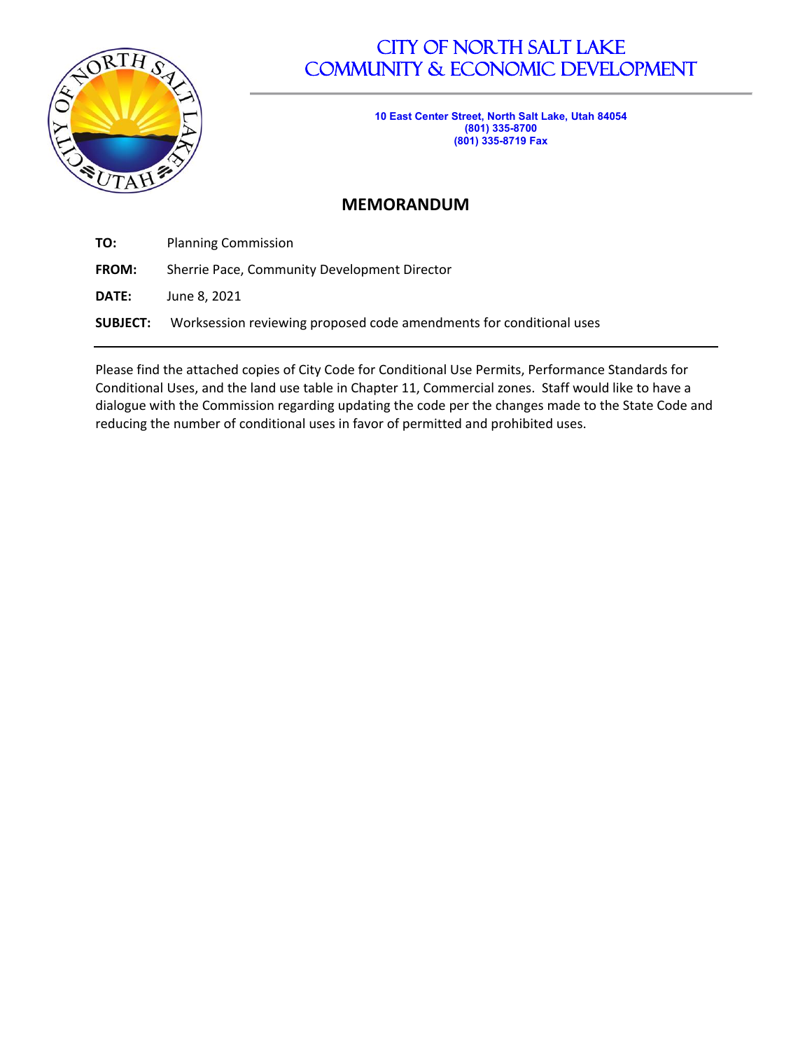# City of North Salt Lake
# Community & Economic Development

**10 East Center Street, North Salt Lake, Utah 84054**
**(801) 335-8700**
**(801) 335-8719 Fax**

## MEMORANDUM

**TO:** Planning Commission

**FROM:** Sherrie Pace, Community Development Director

**DATE:** June 8, 2021

**SUBJECT:** Worksession reviewing proposed code amendments for conditional uses

---

Please find the attached copies of City Code for Conditional Use Permits, Performance Standards for Conditional Uses, and the land use table in Chapter 11, Commercial zones. Staff would like to have a dialogue with the Commission regarding updating the code per the changes made to the State Code and reducing the number of conditional uses in favor of permitted and prohibited uses.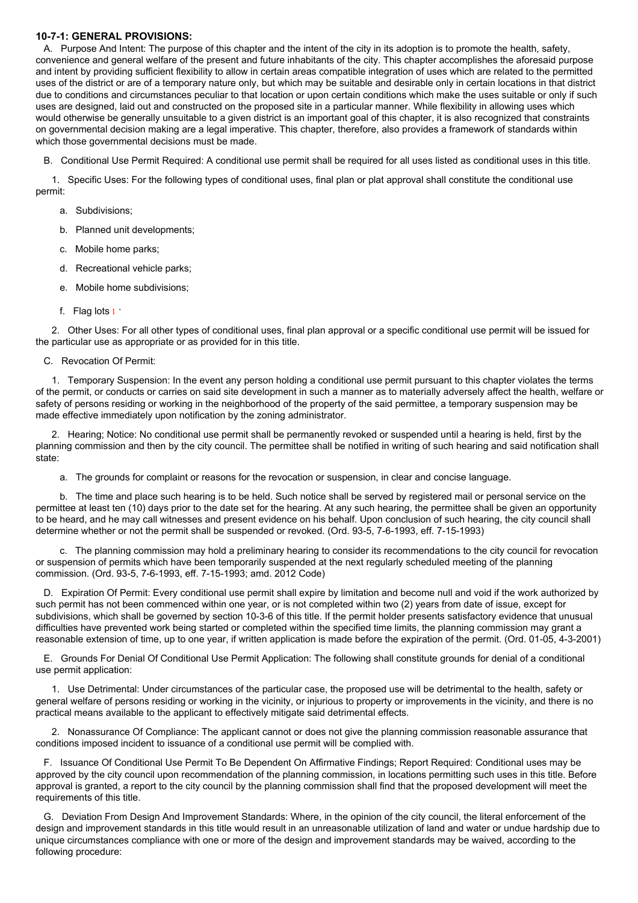**10-7-1: GENERAL PROVISIONS:**

A. Purpose And Intent: The purpose of this chapter and the intent of the city in its adoption is to promote the health, safety, convenience and general welfare of the present and future inhabitants of the city. This chapter accomplishes the aforesaid purpose and intent by providing sufficient flexibility to allow in certain areas compatible integration of uses which are related to the permitted uses of the district or are of a temporary nature only, but which may be suitable and desirable only in certain locations in that district due to conditions and circumstances peculiar to that location or upon certain conditions which make the uses suitable or only if such uses are designed, laid out and constructed on the proposed site in a particular manner. While flexibility in allowing uses which would otherwise be generally unsuitable to a given district is an important goal of this chapter, it is also recognized that constraints on governmental decision making are a legal imperative. This chapter, therefore, also provides a framework of standards within which those governmental decisions must be made.

B. Conditional Use Permit Required: A conditional use permit shall be required for all uses listed as conditional uses in this title.

1. Specific Uses: For the following types of conditional uses, final plan or plat approval shall constitute the conditional use permit:

a. Subdivisions;

b. Planned unit developments;

c. Mobile home parks;

d. Recreational vehicle parks;

e. Mobile home subdivisions;

f. Flag lots [1].

2. Other Uses: For all other types of conditional uses, final plan approval or a specific conditional use permit will be issued for the particular use as appropriate or as provided for in this title.

C. Revocation Of Permit:

1. Temporary Suspension: In the event any person holding a conditional use permit pursuant to this chapter violates the terms of the permit, or conducts or carries on said site development in such a manner as to materially adversely affect the health, welfare or safety of persons residing or working in the neighborhood of the property of the said permittee, a temporary suspension may be made effective immediately upon notification by the zoning administrator.

2. Hearing; Notice: No conditional use permit shall be permanently revoked or suspended until a hearing is held, first by the planning commission and then by the city council. The permittee shall be notified in writing of such hearing and said notification shall state:

a. The grounds for complaint or reasons for the revocation or suspension, in clear and concise language.

b. The time and place such hearing is to be held. Such notice shall be served by registered mail or personal service on the permittee at least ten (10) days prior to the date set for the hearing. At any such hearing, the permittee shall be given an opportunity to be heard, and he may call witnesses and present evidence on his behalf. Upon conclusion of such hearing, the city council shall determine whether or not the permit shall be suspended or revoked. (Ord. 93-5, 7-6-1993, eff. 7-15-1993)

c. The planning commission may hold a preliminary hearing to consider its recommendations to the city council for revocation or suspension of permits which have been temporarily suspended at the next regularly scheduled meeting of the planning commission. (Ord. 93-5, 7-6-1993, eff. 7-15-1993; amd. 2012 Code)

D. Expiration Of Permit: Every conditional use permit shall expire by limitation and become null and void if the work authorized by such permit has not been commenced within one year, or is not completed within two (2) years from date of issue, except for subdivisions, which shall be governed by section 10-3-6 of this title. If the permit holder presents satisfactory evidence that unusual difficulties have prevented work being started or completed within the specified time limits, the planning commission may grant a reasonable extension of time, up to one year, if written application is made before the expiration of the permit. (Ord. 01-05, 4-3-2001)

E. Grounds For Denial Of Conditional Use Permit Application: The following shall constitute grounds for denial of a conditional use permit application:

1. Use Detrimental: Under circumstances of the particular case, the proposed use will be detrimental to the health, safety or general welfare of persons residing or working in the vicinity, or injurious to property or improvements in the vicinity, and there is no practical means available to the applicant to effectively mitigate said detrimental effects.

2. Nonassurance Of Compliance: The applicant cannot or does not give the planning commission reasonable assurance that conditions imposed incident to issuance of a conditional use permit will be complied with.

F. Issuance Of Conditional Use Permit To Be Dependent On Affirmative Findings; Report Required: Conditional uses may be approved by the city council upon recommendation of the planning commission, in locations permitting such uses in this title. Before approval is granted, a report to the city council by the planning commission shall find that the proposed development will meet the requirements of this title.

G. Deviation From Design And Improvement Standards: Where, in the opinion of the city council, the literal enforcement of the design and improvement standards in this title would result in an unreasonable utilization of land and water or undue hardship due to unique circumstances compliance with one or more of the design and improvement standards may be waived, according to the following procedure: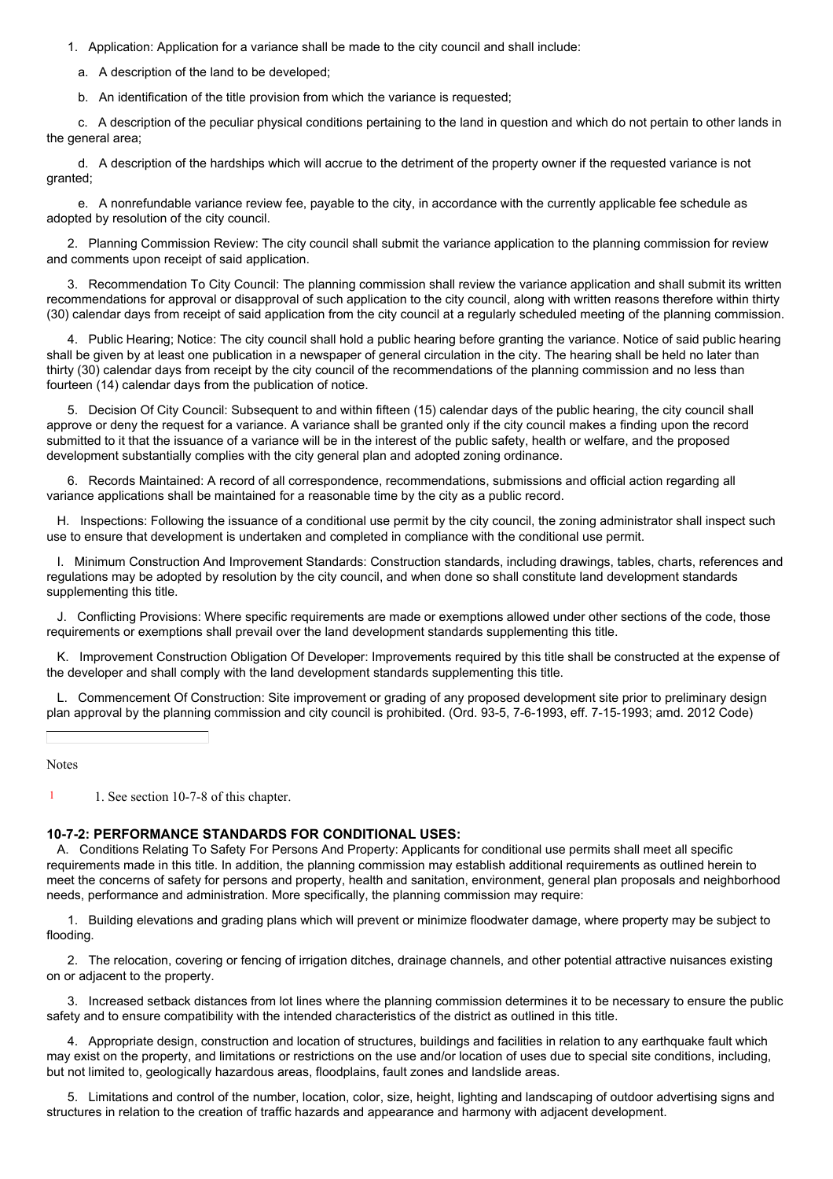1. Application: Application for a variance shall be made to the city council and shall include:

   a. A description of the land to be developed;

   b. An identification of the title provision from which the variance is requested;

   c. A description of the peculiar physical conditions pertaining to the land in question and which do not pertain to other lands in the general area;

   d. A description of the hardships which will accrue to the detriment of the property owner if the requested variance is not granted;

   e. A nonrefundable variance review fee, payable to the city, in accordance with the currently applicable fee schedule as adopted by resolution of the city council.

2. Planning Commission Review: The city council shall submit the variance application to the planning commission for review and comments upon receipt of said application.

3. Recommendation To City Council: The planning commission shall review the variance application and shall submit its written recommendations for approval or disapproval of such application to the city council, along with written reasons therefore within thirty (30) calendar days from receipt of said application from the city council at a regularly scheduled meeting of the planning commission.

4. Public Hearing; Notice: The city council shall hold a public hearing before granting the variance. Notice of said public hearing shall be given by at least one publication in a newspaper of general circulation in the city. The hearing shall be held no later than thirty (30) calendar days from receipt by the city council of the recommendations of the planning commission and no less than fourteen (14) calendar days from the publication of notice.

5. Decision Of City Council: Subsequent to and within fifteen (15) calendar days of the public hearing, the city council shall approve or deny the request for a variance. A variance shall be granted only if the city council makes a finding upon the record submitted to it that the issuance of a variance will be in the interest of the public safety, health or welfare, and the proposed development substantially complies with the city general plan and adopted zoning ordinance.

6. Records Maintained: A record of all correspondence, recommendations, submissions and official action regarding all variance applications shall be maintained for a reasonable time by the city as a public record.

H. Inspections: Following the issuance of a conditional use permit by the city council, the zoning administrator shall inspect such use to ensure that development is undertaken and completed in compliance with the conditional use permit.

I. Minimum Construction And Improvement Standards: Construction standards, including drawings, tables, charts, references and regulations may be adopted by resolution by the city council, and when done so shall constitute land development standards supplementing this title.

J. Conflicting Provisions: Where specific requirements are made or exemptions allowed under other sections of the code, those requirements or exemptions shall prevail over the land development standards supplementing this title.

K. Improvement Construction Obligation Of Developer: Improvements required by this title shall be constructed at the expense of the developer and shall comply with the land development standards supplementing this title.

L. Commencement Of Construction: Site improvement or grading of any proposed development site prior to preliminary design plan approval by the planning commission and city council is prohibited. (Ord. 93-5, 7-6-1993, eff. 7-15-1993; amd. 2012 Code)

---

Notes

[1] 1. See section 10-7-8 of this chapter.

### 10-7-2: PERFORMANCE STANDARDS FOR CONDITIONAL USES:

A. Conditions Relating To Safety For Persons And Property: Applicants for conditional use permits shall meet all specific requirements made in this title. In addition, the planning commission may establish additional requirements as outlined herein to meet the concerns of safety for persons and property, health and sanitation, environment, general plan proposals and neighborhood needs, performance and administration. More specifically, the planning commission may require:

1. Building elevations and grading plans which will prevent or minimize floodwater damage, where property may be subject to flooding.

2. The relocation, covering or fencing of irrigation ditches, drainage channels, and other potential attractive nuisances existing on or adjacent to the property.

3. Increased setback distances from lot lines where the planning commission determines it to be necessary to ensure the public safety and to ensure compatibility with the intended characteristics of the district as outlined in this title.

4. Appropriate design, construction and location of structures, buildings and facilities in relation to any earthquake fault which may exist on the property, and limitations or restrictions on the use and/or location of uses due to special site conditions, including, but not limited to, geologically hazardous areas, floodplains, fault zones and landslide areas.

5. Limitations and control of the number, location, color, size, height, lighting and landscaping of outdoor advertising signs and structures in relation to the creation of traffic hazards and appearance and harmony with adjacent development.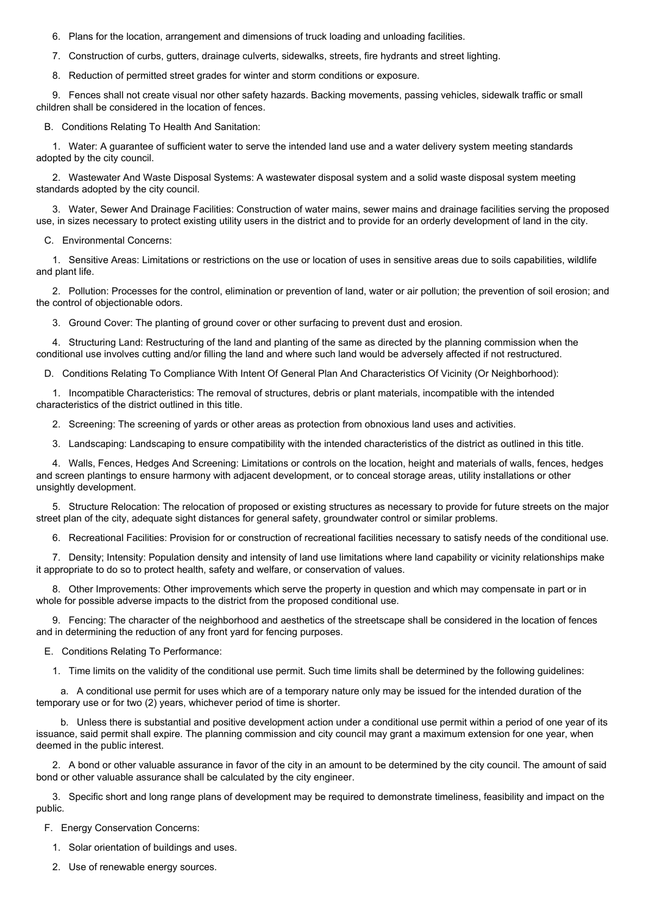6. Plans for the location, arrangement and dimensions of truck loading and unloading facilities.

7. Construction of curbs, gutters, drainage culverts, sidewalks, streets, fire hydrants and street lighting.

8. Reduction of permitted street grades for winter and storm conditions or exposure.

9. Fences shall not create visual nor other safety hazards. Backing movements, passing vehicles, sidewalk traffic or small children shall be considered in the location of fences.

B. Conditions Relating To Health And Sanitation:

1. Water: A guarantee of sufficient water to serve the intended land use and a water delivery system meeting standards adopted by the city council.

2. Wastewater And Waste Disposal Systems: A wastewater disposal system and a solid waste disposal system meeting standards adopted by the city council.

3. Water, Sewer And Drainage Facilities: Construction of water mains, sewer mains and drainage facilities serving the proposed use, in sizes necessary to protect existing utility users in the district and to provide for an orderly development of land in the city.

C. Environmental Concerns:

1. Sensitive Areas: Limitations or restrictions on the use or location of uses in sensitive areas due to soils capabilities, wildlife and plant life.

2. Pollution: Processes for the control, elimination or prevention of land, water or air pollution; the prevention of soil erosion; and the control of objectionable odors.

3. Ground Cover: The planting of ground cover or other surfacing to prevent dust and erosion.

4. Structuring Land: Restructuring of the land and planting of the same as directed by the planning commission when the conditional use involves cutting and/or filling the land and where such land would be adversely affected if not restructured.

D. Conditions Relating To Compliance With Intent Of General Plan And Characteristics Of Vicinity (Or Neighborhood):

1. Incompatible Characteristics: The removal of structures, debris or plant materials, incompatible with the intended characteristics of the district outlined in this title.

2. Screening: The screening of yards or other areas as protection from obnoxious land uses and activities.

3. Landscaping: Landscaping to ensure compatibility with the intended characteristics of the district as outlined in this title.

4. Walls, Fences, Hedges And Screening: Limitations or controls on the location, height and materials of walls, fences, hedges and screen plantings to ensure harmony with adjacent development, or to conceal storage areas, utility installations or other unsightly development.

5. Structure Relocation: The relocation of proposed or existing structures as necessary to provide for future streets on the major street plan of the city, adequate sight distances for general safety, groundwater control or similar problems.

6. Recreational Facilities: Provision for or construction of recreational facilities necessary to satisfy needs of the conditional use.

7. Density; Intensity: Population density and intensity of land use limitations where land capability or vicinity relationships make it appropriate to do so to protect health, safety and welfare, or conservation of values.

8. Other Improvements: Other improvements which serve the property in question and which may compensate in part or in whole for possible adverse impacts to the district from the proposed conditional use.

9. Fencing: The character of the neighborhood and aesthetics of the streetscape shall be considered in the location of fences and in determining the reduction of any front yard for fencing purposes.

E. Conditions Relating To Performance:

1. Time limits on the validity of the conditional use permit. Such time limits shall be determined by the following guidelines:

a. A conditional use permit for uses which are of a temporary nature only may be issued for the intended duration of the temporary use or for two (2) years, whichever period of time is shorter.

b. Unless there is substantial and positive development action under a conditional use permit within a period of one year of its issuance, said permit shall expire. The planning commission and city council may grant a maximum extension for one year, when deemed in the public interest.

2. A bond or other valuable assurance in favor of the city in an amount to be determined by the city council. The amount of said bond or other valuable assurance shall be calculated by the city engineer.

3. Specific short and long range plans of development may be required to demonstrate timeliness, feasibility and impact on the public.

F. Energy Conservation Concerns:

1. Solar orientation of buildings and uses.

2. Use of renewable energy sources.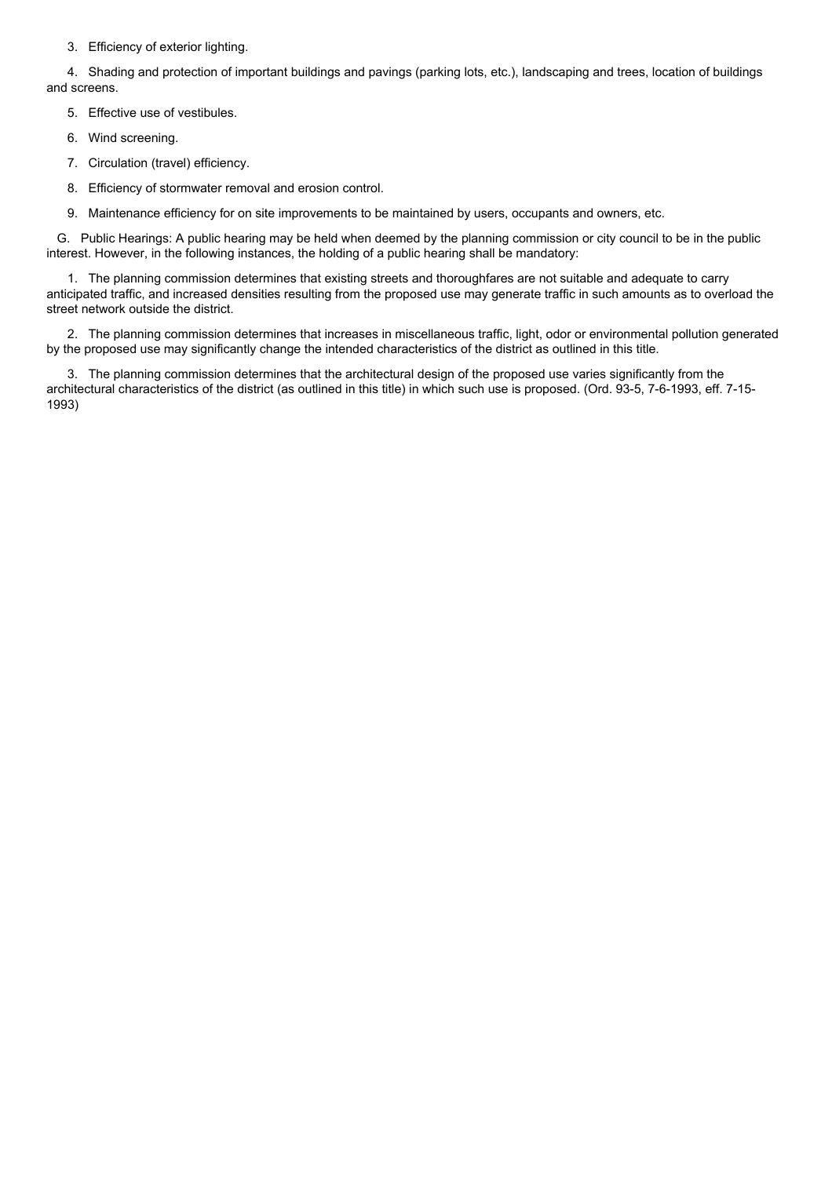3. Efficiency of exterior lighting.

4. Shading and protection of important buildings and pavings (parking lots, etc.), landscaping and trees, location of buildings and screens.

5. Effective use of vestibules.

6. Wind screening.

7. Circulation (travel) efficiency.

8. Efficiency of stormwater removal and erosion control.

9. Maintenance efficiency for on site improvements to be maintained by users, occupants and owners, etc.

G. Public Hearings: A public hearing may be held when deemed by the planning commission or city council to be in the public interest. However, in the following instances, the holding of a public hearing shall be mandatory:

1. The planning commission determines that existing streets and thoroughfares are not suitable and adequate to carry anticipated traffic, and increased densities resulting from the proposed use may generate traffic in such amounts as to overload the street network outside the district.

2. The planning commission determines that increases in miscellaneous traffic, light, odor or environmental pollution generated by the proposed use may significantly change the intended characteristics of the district as outlined in this title.

3. The planning commission determines that the architectural design of the proposed use varies significantly from the architectural characteristics of the district (as outlined in this title) in which such use is proposed. (Ord. 93-5, 7-6-1993, eff. 7-15-1993)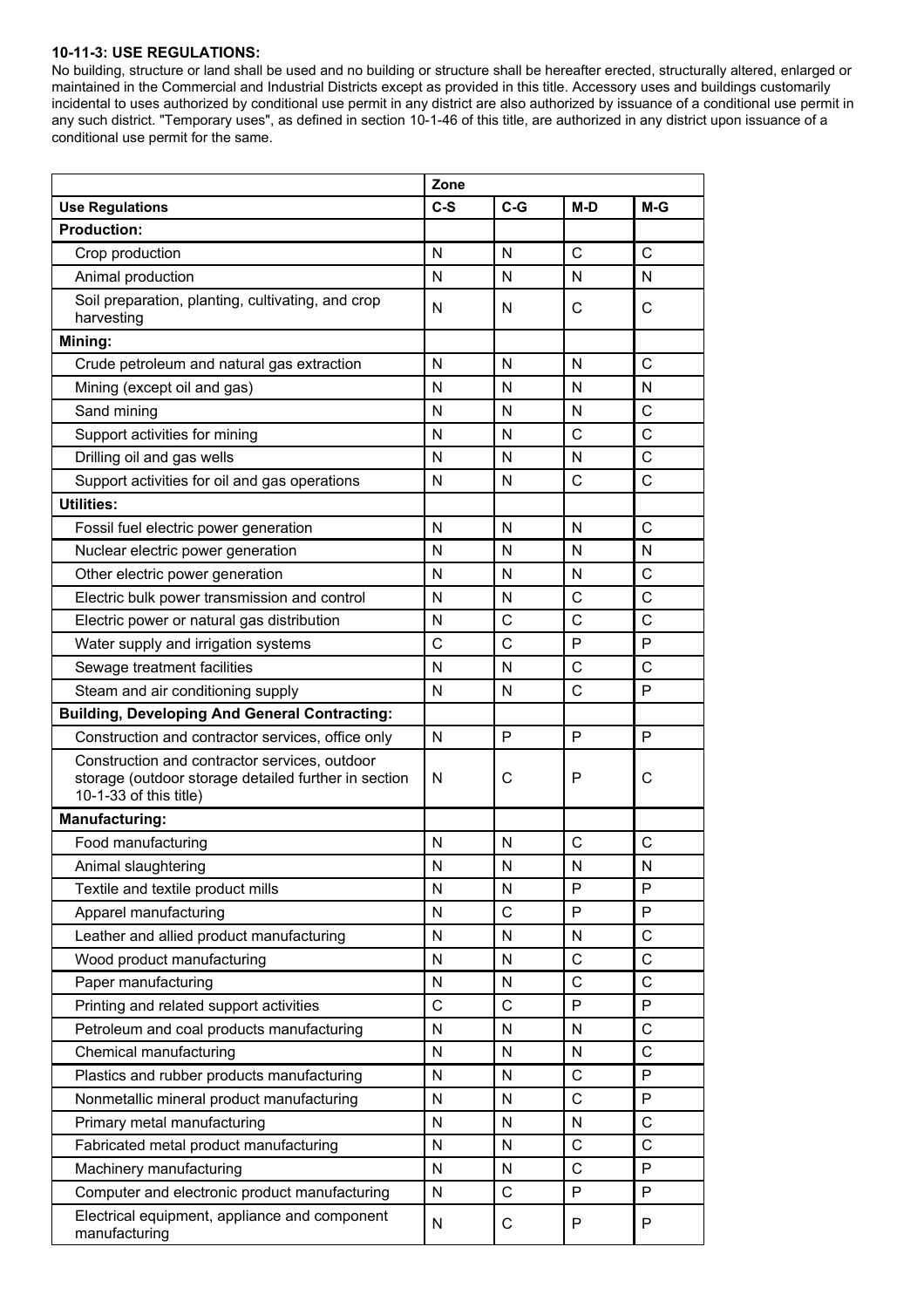**10-11-3: USE REGULATIONS:**

No building, structure or land shall be used and no building or structure shall be hereafter erected, structurally altered, enlarged or maintained in the Commercial and Industrial Districts except as provided in this title. Accessory uses and buildings customarily incidental to uses authorized by conditional use permit in any district are also authorized by issuance of a conditional use permit in any such district. "Temporary uses", as defined in section 10-1-46 of this title, are authorized in any district upon issuance of a conditional use permit for the same.

| | Zone | | | |
|---|---|---|---|---|
| **Use Regulations** | **C-S** | **C-G** | **M-D** | **M-G** |
| **Production:** | | | | |
| Crop production | N | N | C | C |
| Animal production | N | N | N | N |
| Soil preparation, planting, cultivating, and crop harvesting | N | N | C | C |
| **Mining:** | | | | |
| Crude petroleum and natural gas extraction | N | N | N | C |
| Mining (except oil and gas) | N | N | N | N |
| Sand mining | N | N | N | C |
| Support activities for mining | N | N | C | C |
| Drilling oil and gas wells | N | N | N | C |
| Support activities for oil and gas operations | N | N | C | C |
| **Utilities:** | | | | |
| Fossil fuel electric power generation | N | N | N | C |
| Nuclear electric power generation | N | N | N | N |
| Other electric power generation | N | N | N | C |
| Electric bulk power transmission and control | N | N | C | C |
| Electric power or natural gas distribution | N | C | C | C |
| Water supply and irrigation systems | C | C | P | P |
| Sewage treatment facilities | N | N | C | C |
| Steam and air conditioning supply | N | N | C | P |
| **Building, Developing And General Contracting:** | | | | |
| Construction and contractor services, office only | N | P | P | P |
| Construction and contractor services, outdoor storage (outdoor storage detailed further in section 10-1-33 of this title) | N | C | P | C |
| **Manufacturing:** | | | | |
| Food manufacturing | N | N | C | C |
| Animal slaughtering | N | N | N | N |
| Textile and textile product mills | N | N | P | P |
| Apparel manufacturing | N | C | P | P |
| Leather and allied product manufacturing | N | N | N | C |
| Wood product manufacturing | N | N | C | C |
| Paper manufacturing | N | N | C | C |
| Printing and related support activities | C | C | P | P |
| Petroleum and coal products manufacturing | N | N | N | C |
| Chemical manufacturing | N | N | N | C |
| Plastics and rubber products manufacturing | N | N | C | P |
| Nonmetallic mineral product manufacturing | N | N | C | P |
| Primary metal manufacturing | N | N | N | C |
| Fabricated metal product manufacturing | N | N | C | C |
| Machinery manufacturing | N | N | C | P |
| Computer and electronic product manufacturing | N | C | P | P |
| Electrical equipment, appliance and component manufacturing | N | C | P | P |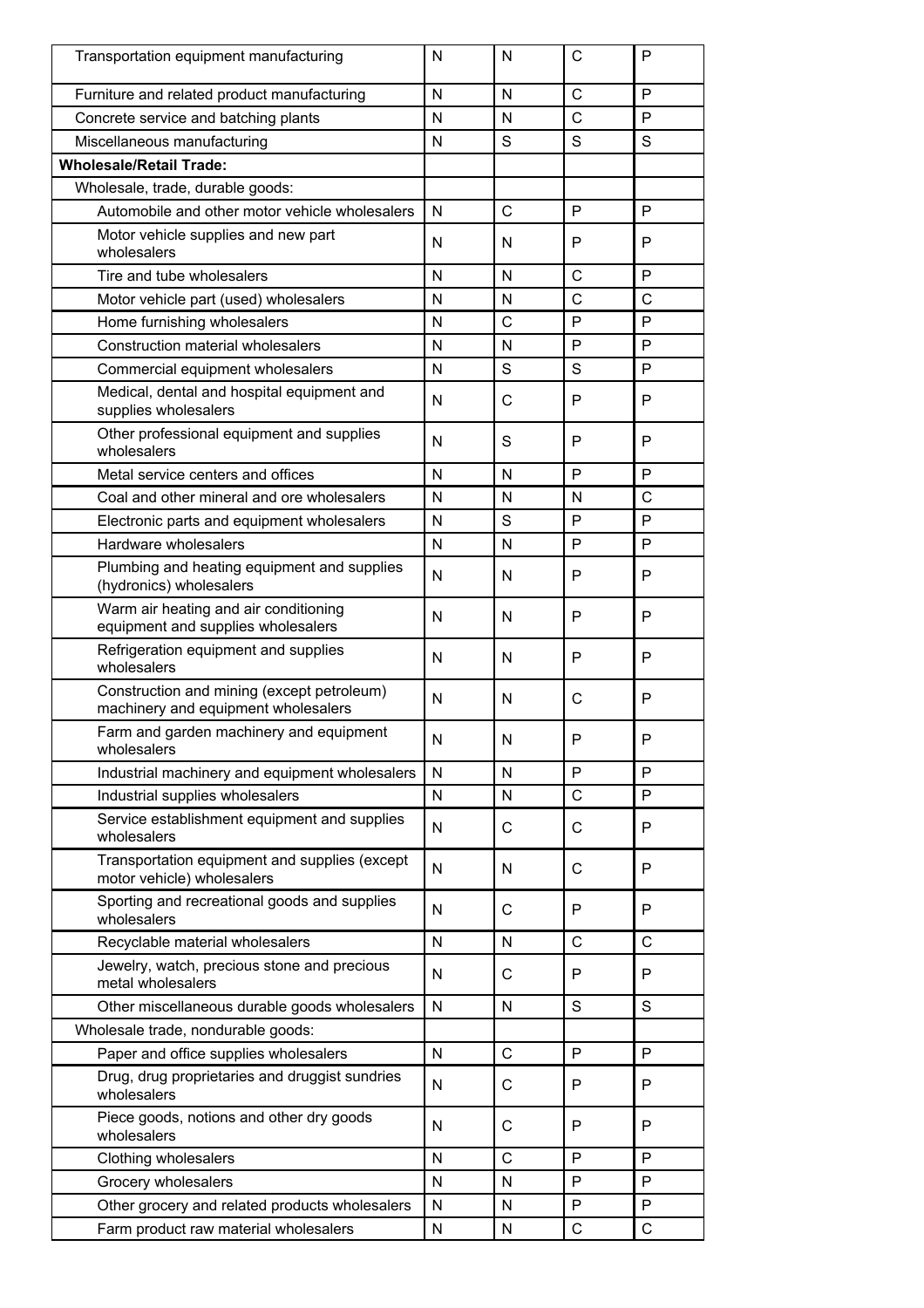| | | | | |
|---|---|---|---|---|
| Transportation equipment manufacturing | N | N | C | P |
| Furniture and related product manufacturing | N | N | C | P |
| Concrete service and batching plants | N | N | C | P |
| Miscellaneous manufacturing | N | S | S | S |
| **Wholesale/Retail Trade:** | | | | |
| Wholesale, trade, durable goods: | | | | |
| Automobile and other motor vehicle wholesalers | N | C | P | P |
| Motor vehicle supplies and new part wholesalers | N | N | P | P |
| Tire and tube wholesalers | N | N | C | P |
| Motor vehicle part (used) wholesalers | N | N | C | C |
| Home furnishing wholesalers | N | C | P | P |
| Construction material wholesalers | N | N | P | P |
| Commercial equipment wholesalers | N | S | S | P |
| Medical, dental and hospital equipment and supplies wholesalers | N | C | P | P |
| Other professional equipment and supplies wholesalers | N | S | P | P |
| Metal service centers and offices | N | N | P | P |
| Coal and other mineral and ore wholesalers | N | N | N | C |
| Electronic parts and equipment wholesalers | N | S | P | P |
| Hardware wholesalers | N | N | P | P |
| Plumbing and heating equipment and supplies (hydronics) wholesalers | N | N | P | P |
| Warm air heating and air conditioning equipment and supplies wholesalers | N | N | P | P |
| Refrigeration equipment and supplies wholesalers | N | N | P | P |
| Construction and mining (except petroleum) machinery and equipment wholesalers | N | N | C | P |
| Farm and garden machinery and equipment wholesalers | N | N | P | P |
| Industrial machinery and equipment wholesalers | N | N | P | P |
| Industrial supplies wholesalers | N | N | C | P |
| Service establishment equipment and supplies wholesalers | N | C | C | P |
| Transportation equipment and supplies (except motor vehicle) wholesalers | N | N | C | P |
| Sporting and recreational goods and supplies wholesalers | N | C | P | P |
| Recyclable material wholesalers | N | N | C | C |
| Jewelry, watch, precious stone and precious metal wholesalers | N | C | P | P |
| Other miscellaneous durable goods wholesalers | N | N | S | S |
| Wholesale trade, nondurable goods: | | | | |
| Paper and office supplies wholesalers | N | C | P | P |
| Drug, drug proprietaries and druggist sundries wholesalers | N | C | P | P |
| Piece goods, notions and other dry goods wholesalers | N | C | P | P |
| Clothing wholesalers | N | C | P | P |
| Grocery wholesalers | N | N | P | P |
| Other grocery and related products wholesalers | N | N | P | P |
| Farm product raw material wholesalers | N | N | C | C |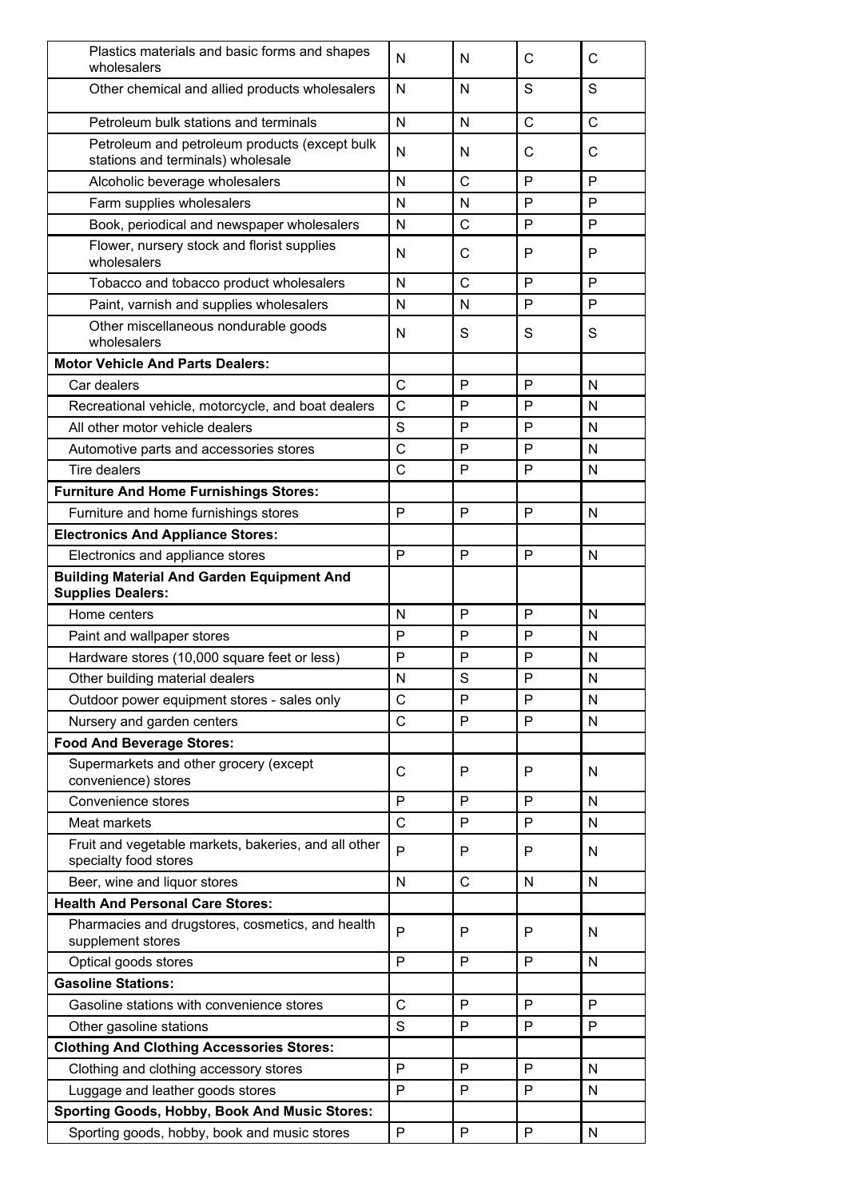| | | | | |
|---|---|---|---|---|
| Plastics materials and basic forms and shapes wholesalers | N | N | C | C |
| Other chemical and allied products wholesalers | N | N | S | S |
| Petroleum bulk stations and terminals | N | N | C | C |
| Petroleum and petroleum products (except bulk stations and terminals) wholesale | N | N | C | C |
| Alcoholic beverage wholesalers | N | C | P | P |
| Farm supplies wholesalers | N | N | P | P |
| Book, periodical and newspaper wholesalers | N | C | P | P |
| Flower, nursery stock and florist supplies wholesalers | N | C | P | P |
| Tobacco and tobacco product wholesalers | N | C | P | P |
| Paint, varnish and supplies wholesalers | N | N | P | P |
| Other miscellaneous nondurable goods wholesalers | N | S | S | S |
| **Motor Vehicle And Parts Dealers:** | | | | |
| Car dealers | C | P | P | N |
| Recreational vehicle, motorcycle, and boat dealers | C | P | P | N |
| All other motor vehicle dealers | S | P | P | N |
| Automotive parts and accessories stores | C | P | P | N |
| Tire dealers | C | P | P | N |
| **Furniture And Home Furnishings Stores:** | | | | |
| Furniture and home furnishings stores | P | P | P | N |
| **Electronics And Appliance Stores:** | | | | |
| Electronics and appliance stores | P | P | P | N |
| **Building Material And Garden Equipment And Supplies Dealers:** | | | | |
| Home centers | N | P | P | N |
| Paint and wallpaper stores | P | P | P | N |
| Hardware stores (10,000 square feet or less) | P | P | P | N |
| Other building material dealers | N | S | P | N |
| Outdoor power equipment stores - sales only | C | P | P | N |
| Nursery and garden centers | C | P | P | N |
| **Food And Beverage Stores:** | | | | |
| Supermarkets and other grocery (except convenience) stores | C | P | P | N |
| Convenience stores | P | P | P | N |
| Meat markets | C | P | P | N |
| Fruit and vegetable markets, bakeries, and all other specialty food stores | P | P | P | N |
| Beer, wine and liquor stores | N | C | N | N |
| **Health And Personal Care Stores:** | | | | |
| Pharmacies and drugstores, cosmetics, and health supplement stores | P | P | P | N |
| Optical goods stores | P | P | P | N |
| **Gasoline Stations:** | | | | |
| Gasoline stations with convenience stores | C | P | P | P |
| Other gasoline stations | S | P | P | P |
| **Clothing And Clothing Accessories Stores:** | | | | |
| Clothing and clothing accessory stores | P | P | P | N |
| Luggage and leather goods stores | P | P | P | N |
| **Sporting Goods, Hobby, Book And Music Stores:** | | | | |
| Sporting goods, hobby, book and music stores | P | P | P | N |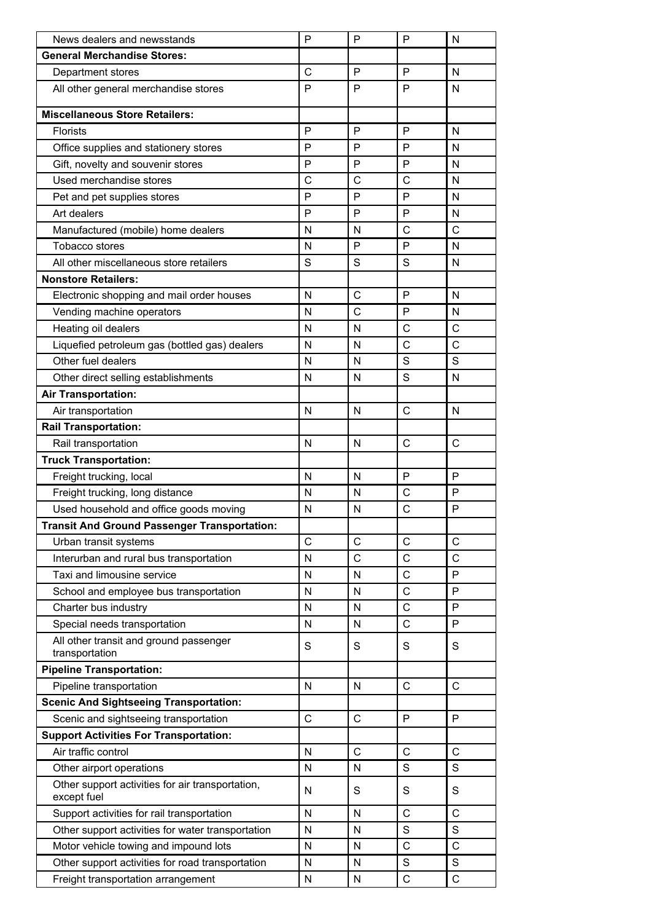| | | | | |
|---|---|---|---|---|
| News dealers and newsstands | P | P | P | N |
| **General Merchandise Stores:** | | | | |
| Department stores | C | P | P | N |
| All other general merchandise stores | P | P | P | N |
| **Miscellaneous Store Retailers:** | | | | |
| Florists | P | P | P | N |
| Office supplies and stationery stores | P | P | P | N |
| Gift, novelty and souvenir stores | P | P | P | N |
| Used merchandise stores | C | C | C | N |
| Pet and pet supplies stores | P | P | P | N |
| Art dealers | P | P | P | N |
| Manufactured (mobile) home dealers | N | N | C | C |
| Tobacco stores | N | P | P | N |
| All other miscellaneous store retailers | S | S | S | N |
| **Nonstore Retailers:** | | | | |
| Electronic shopping and mail order houses | N | C | P | N |
| Vending machine operators | N | C | P | N |
| Heating oil dealers | N | N | C | C |
| Liquefied petroleum gas (bottled gas) dealers | N | N | C | C |
| Other fuel dealers | N | N | S | S |
| Other direct selling establishments | N | N | S | N |
| **Air Transportation:** | | | | |
| Air transportation | N | N | C | N |
| **Rail Transportation:** | | | | |
| Rail transportation | N | N | C | C |
| **Truck Transportation:** | | | | |
| Freight trucking, local | N | N | P | P |
| Freight trucking, long distance | N | N | C | P |
| Used household and office goods moving | N | N | C | P |
| **Transit And Ground Passenger Transportation:** | | | | |
| Urban transit systems | C | C | C | C |
| Interurban and rural bus transportation | N | C | C | C |
| Taxi and limousine service | N | N | C | P |
| School and employee bus transportation | N | N | C | P |
| Charter bus industry | N | N | C | P |
| Special needs transportation | N | N | C | P |
| All other transit and ground passenger transportation | S | S | S | S |
| **Pipeline Transportation:** | | | | |
| Pipeline transportation | N | N | C | C |
| **Scenic And Sightseeing Transportation:** | | | | |
| Scenic and sightseeing transportation | C | C | P | P |
| **Support Activities For Transportation:** | | | | |
| Air traffic control | N | C | C | C |
| Other airport operations | N | N | S | S |
| Other support activities for air transportation, except fuel | N | S | S | S |
| Support activities for rail transportation | N | N | C | C |
| Other support activities for water transportation | N | N | S | S |
| Motor vehicle towing and impound lots | N | N | C | C |
| Other support activities for road transportation | N | N | S | S |
| Freight transportation arrangement | N | N | C | C |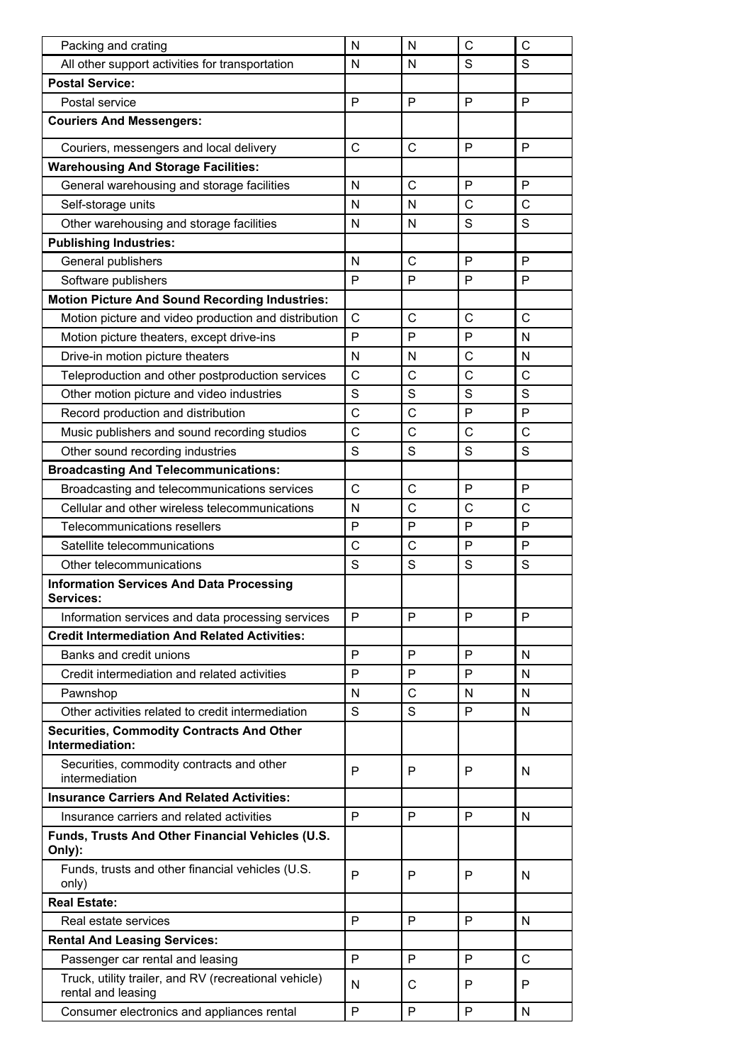| | | | | |
|---|---|---|---|---|
| Packing and crating | N | N | C | C |
| All other support activities for transportation | N | N | S | S |
| **Postal Service:** | | | | |
| Postal service | P | P | P | P |
| **Couriers And Messengers:** | | | | |
| Couriers, messengers and local delivery | C | C | P | P |
| **Warehousing And Storage Facilities:** | | | | |
| General warehousing and storage facilities | N | C | P | P |
| Self-storage units | N | N | C | C |
| Other warehousing and storage facilities | N | N | S | S |
| **Publishing Industries:** | | | | |
| General publishers | N | C | P | P |
| Software publishers | P | P | P | P |
| **Motion Picture And Sound Recording Industries:** | | | | |
| Motion picture and video production and distribution | C | C | C | C |
| Motion picture theaters, except drive-ins | P | P | P | N |
| Drive-in motion picture theaters | N | N | C | N |
| Teleproduction and other postproduction services | C | C | C | C |
| Other motion picture and video industries | S | S | S | S |
| Record production and distribution | C | C | P | P |
| Music publishers and sound recording studios | C | C | C | C |
| Other sound recording industries | S | S | S | S |
| **Broadcasting And Telecommunications:** | | | | |
| Broadcasting and telecommunications services | C | C | P | P |
| Cellular and other wireless telecommunications | N | C | C | C |
| Telecommunications resellers | P | P | P | P |
| Satellite telecommunications | C | C | P | P |
| Other telecommunications | S | S | S | S |
| **Information Services And Data Processing Services:** | | | | |
| Information services and data processing services | P | P | P | P |
| **Credit Intermediation And Related Activities:** | | | | |
| Banks and credit unions | P | P | P | N |
| Credit intermediation and related activities | P | P | P | N |
| Pawnshop | N | C | N | N |
| Other activities related to credit intermediation | S | S | P | N |
| **Securities, Commodity Contracts And Other Intermediation:** | | | | |
| Securities, commodity contracts and other intermediation | P | P | P | N |
| **Insurance Carriers And Related Activities:** | | | | |
| Insurance carriers and related activities | P | P | P | N |
| **Funds, Trusts And Other Financial Vehicles (U.S. Only):** | | | | |
| Funds, trusts and other financial vehicles (U.S. only) | P | P | P | N |
| **Real Estate:** | | | | |
| Real estate services | P | P | P | N |
| **Rental And Leasing Services:** | | | | |
| Passenger car rental and leasing | P | P | P | C |
| Truck, utility trailer, and RV (recreational vehicle) rental and leasing | N | C | P | P |
| Consumer electronics and appliances rental | P | P | P | N |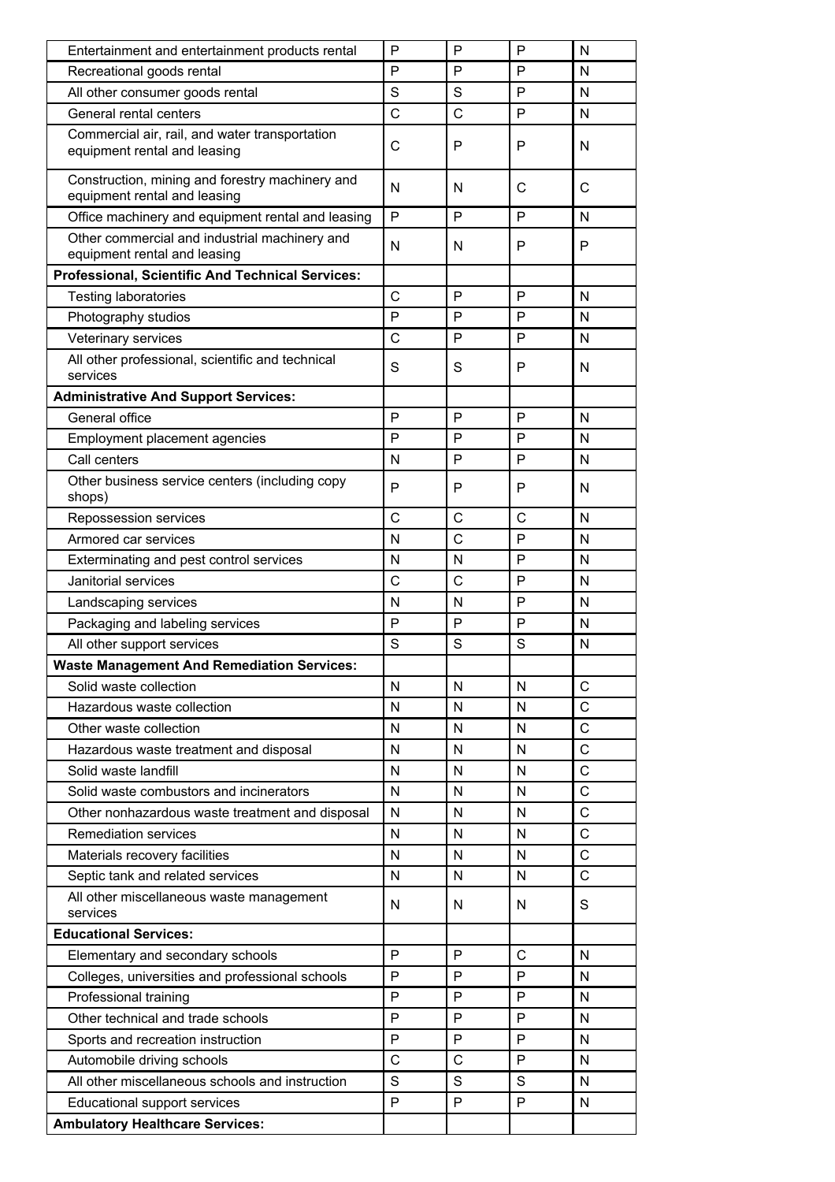| | | | | |
|---|---|---|---|---|
| Entertainment and entertainment products rental | P | P | P | N |
| Recreational goods rental | P | P | P | N |
| All other consumer goods rental | S | S | P | N |
| General rental centers | C | C | P | N |
| Commercial air, rail, and water transportation equipment rental and leasing | C | P | P | N |
| Construction, mining and forestry machinery and equipment rental and leasing | N | N | C | C |
| Office machinery and equipment rental and leasing | P | P | P | N |
| Other commercial and industrial machinery and equipment rental and leasing | N | N | P | P |
| **Professional, Scientific And Technical Services:** | | | | |
| Testing laboratories | C | P | P | N |
| Photography studios | P | P | P | N |
| Veterinary services | C | P | P | N |
| All other professional, scientific and technical services | S | S | P | N |
| **Administrative And Support Services:** | | | | |
| General office | P | P | P | N |
| Employment placement agencies | P | P | P | N |
| Call centers | N | P | P | N |
| Other business service centers (including copy shops) | P | P | P | N |
| Repossession services | C | C | C | N |
| Armored car services | N | C | P | N |
| Exterminating and pest control services | N | N | P | N |
| Janitorial services | C | C | P | N |
| Landscaping services | N | N | P | N |
| Packaging and labeling services | P | P | P | N |
| All other support services | S | S | S | N |
| **Waste Management And Remediation Services:** | | | | |
| Solid waste collection | N | N | N | C |
| Hazardous waste collection | N | N | N | C |
| Other waste collection | N | N | N | C |
| Hazardous waste treatment and disposal | N | N | N | C |
| Solid waste landfill | N | N | N | C |
| Solid waste combustors and incinerators | N | N | N | C |
| Other nonhazardous waste treatment and disposal | N | N | N | C |
| Remediation services | N | N | N | C |
| Materials recovery facilities | N | N | N | C |
| Septic tank and related services | N | N | N | C |
| All other miscellaneous waste management services | N | N | N | S |
| **Educational Services:** | | | | |
| Elementary and secondary schools | P | P | C | N |
| Colleges, universities and professional schools | P | P | P | N |
| Professional training | P | P | P | N |
| Other technical and trade schools | P | P | P | N |
| Sports and recreation instruction | P | P | P | N |
| Automobile driving schools | C | C | P | N |
| All other miscellaneous schools and instruction | S | S | S | N |
| Educational support services | P | P | P | N |
| **Ambulatory Healthcare Services:** | | | | |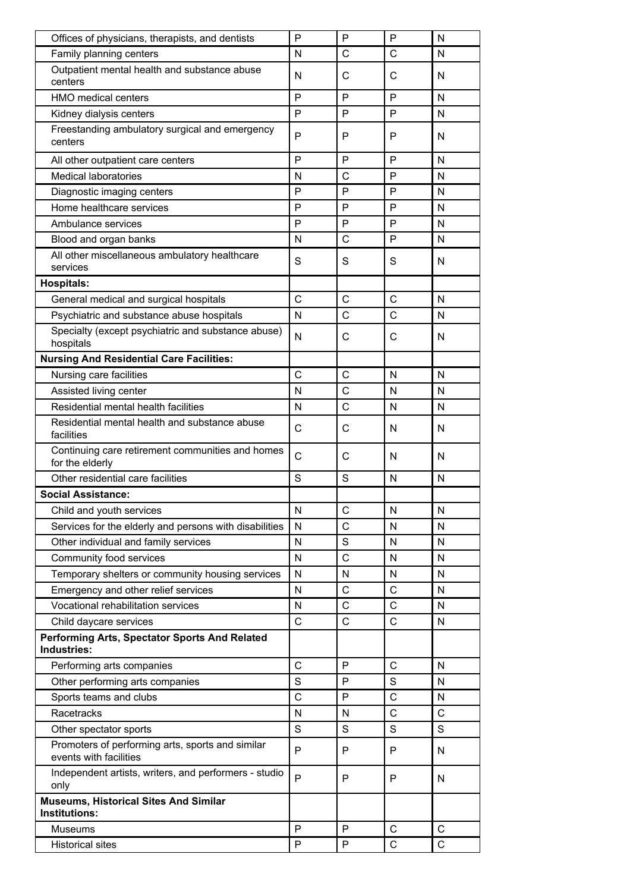| | | | | |
|---|---|---|---|---|
| Offices of physicians, therapists, and dentists | P | P | P | N |
| Family planning centers | N | C | C | N |
| Outpatient mental health and substance abuse centers | N | C | C | N |
| HMO medical centers | P | P | P | N |
| Kidney dialysis centers | P | P | P | N |
| Freestanding ambulatory surgical and emergency centers | P | P | P | N |
| All other outpatient care centers | P | P | P | N |
| Medical laboratories | N | C | P | N |
| Diagnostic imaging centers | P | P | P | N |
| Home healthcare services | P | P | P | N |
| Ambulance services | P | P | P | N |
| Blood and organ banks | N | C | P | N |
| All other miscellaneous ambulatory healthcare services | S | S | S | N |
| **Hospitals:** | | | | |
| General medical and surgical hospitals | C | C | C | N |
| Psychiatric and substance abuse hospitals | N | C | C | N |
| Specialty (except psychiatric and substance abuse) hospitals | N | C | C | N |
| **Nursing And Residential Care Facilities:** | | | | |
| Nursing care facilities | C | C | N | N |
| Assisted living center | N | C | N | N |
| Residential mental health facilities | N | C | N | N |
| Residential mental health and substance abuse facilities | C | C | N | N |
| Continuing care retirement communities and homes for the elderly | C | C | N | N |
| Other residential care facilities | S | S | N | N |
| **Social Assistance:** | | | | |
| Child and youth services | N | C | N | N |
| Services for the elderly and persons with disabilities | N | C | N | N |
| Other individual and family services | N | S | N | N |
| Community food services | N | C | N | N |
| Temporary shelters or community housing services | N | N | N | N |
| Emergency and other relief services | N | C | C | N |
| Vocational rehabilitation services | N | C | C | N |
| Child daycare services | C | C | C | N |
| **Performing Arts, Spectator Sports And Related Industries:** | | | | |
| Performing arts companies | C | P | C | N |
| Other performing arts companies | S | P | S | N |
| Sports teams and clubs | C | P | C | N |
| Racetracks | N | N | C | C |
| Other spectator sports | S | S | S | S |
| Promoters of performing arts, sports and similar events with facilities | P | P | P | N |
| Independent artists, writers, and performers - studio only | P | P | P | N |
| **Museums, Historical Sites And Similar Institutions:** | | | | |
| Museums | P | P | C | C |
| Historical sites | P | P | C | C |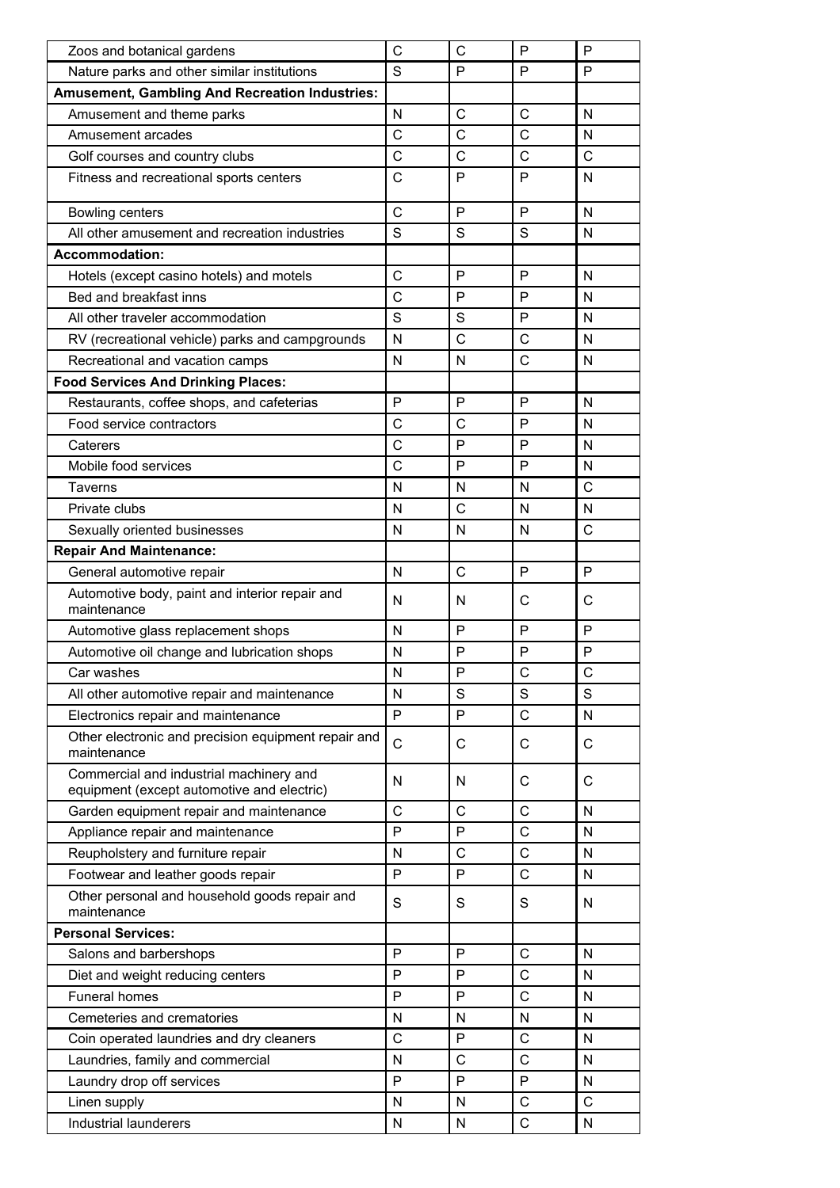| | | | | |
|---|---|---|---|---|
| Zoos and botanical gardens | C | C | P | P |
| Nature parks and other similar institutions | S | P | P | P |
| **Amusement, Gambling And Recreation Industries:** | | | | |
| Amusement and theme parks | N | C | C | N |
| Amusement arcades | C | C | C | N |
| Golf courses and country clubs | C | C | C | C |
| Fitness and recreational sports centers | C | P | P | N |
| Bowling centers | C | P | P | N |
| All other amusement and recreation industries | S | S | S | N |
| **Accommodation:** | | | | |
| Hotels (except casino hotels) and motels | C | P | P | N |
| Bed and breakfast inns | C | P | P | N |
| All other traveler accommodation | S | S | P | N |
| RV (recreational vehicle) parks and campgrounds | N | C | C | N |
| Recreational and vacation camps | N | N | C | N |
| **Food Services And Drinking Places:** | | | | |
| Restaurants, coffee shops, and cafeterias | P | P | P | N |
| Food service contractors | C | C | P | N |
| Caterers | C | P | P | N |
| Mobile food services | C | P | P | N |
| Taverns | N | N | N | C |
| Private clubs | N | C | N | N |
| Sexually oriented businesses | N | N | N | C |
| **Repair And Maintenance:** | | | | |
| General automotive repair | N | C | P | P |
| Automotive body, paint and interior repair and maintenance | N | N | C | C |
| Automotive glass replacement shops | N | P | P | P |
| Automotive oil change and lubrication shops | N | P | P | P |
| Car washes | N | P | C | C |
| All other automotive repair and maintenance | N | S | S | S |
| Electronics repair and maintenance | P | P | C | N |
| Other electronic and precision equipment repair and maintenance | C | C | C | C |
| Commercial and industrial machinery and equipment (except automotive and electric) | N | N | C | C |
| Garden equipment repair and maintenance | C | C | C | N |
| Appliance repair and maintenance | P | P | C | N |
| Reupholstery and furniture repair | N | C | C | N |
| Footwear and leather goods repair | P | P | C | N |
| Other personal and household goods repair and maintenance | S | S | S | N |
| **Personal Services:** | | | | |
| Salons and barbershops | P | P | C | N |
| Diet and weight reducing centers | P | P | C | N |
| Funeral homes | P | P | C | N |
| Cemeteries and crematories | N | N | N | N |
| Coin operated laundries and dry cleaners | C | P | C | N |
| Laundries, family and commercial | N | C | C | N |
| Laundry drop off services | P | P | P | N |
| Linen supply | N | N | C | C |
| Industrial launderers | N | N | C | N |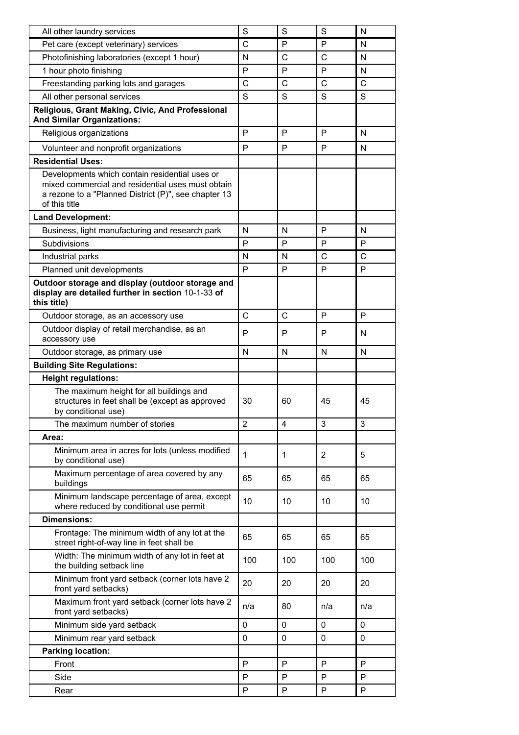| | | | | |
|---|---|---|---|---|
| All other laundry services | S | S | S | N |
| Pet care (except veterinary) services | C | P | P | N |
| Photofinishing laboratories (except 1 hour) | N | C | C | N |
| 1 hour photo finishing | P | P | P | N |
| Freestanding parking lots and garages | C | C | C | C |
| All other personal services | S | S | S | S |
| **Religious, Grant Making, Civic, And Professional And Similar Organizations:** | | | | |
| Religious organizations | P | P | P | N |
| Volunteer and nonprofit organizations | P | P | P | N |
| **Residential Uses:** | | | | |
| Developments which contain residential uses or mixed commercial and residential uses must obtain a rezone to a "Planned District (P)", see chapter 13 of this title | | | | |
| **Land Development:** | | | | |
| Business, light manufacturing and research park | N | N | P | N |
| Subdivisions | P | P | P | P |
| Industrial parks | N | N | C | C |
| Planned unit developments | P | P | P | P |
| **Outdoor storage and display (outdoor storage and display are detailed further in section** 10-1-33 **of this title)** | | | | |
| Outdoor storage, as an accessory use | C | C | P | P |
| Outdoor display of retail merchandise, as an accessory use | P | P | P | N |
| Outdoor storage, as primary use | N | N | N | N |
| **Building Site Regulations:** | | | | |
| **Height regulations:** | | | | |
| The maximum height for all buildings and structures in feet shall be (except as approved by conditional use) | 30 | 60 | 45 | 45 |
| The maximum number of stories | 2 | 4 | 3 | 3 |
| **Area:** | | | | |
| Minimum area in acres for lots (unless modified by conditional use) | 1 | 1 | 2 | 5 |
| Maximum percentage of area covered by any buildings | 65 | 65 | 65 | 65 |
| Minimum landscape percentage of area, except where reduced by conditional use permit | 10 | 10 | 10 | 10 |
| **Dimensions:** | | | | |
| Frontage: The minimum width of any lot at the street right-of-way line in feet shall be | 65 | 65 | 65 | 65 |
| Width: The minimum width of any lot in feet at the building setback line | 100 | 100 | 100 | 100 |
| Minimum front yard setback (corner lots have 2 front yard setbacks) | 20 | 20 | 20 | 20 |
| Maximum front yard setback (corner lots have 2 front yard setbacks) | n/a | 80 | n/a | n/a |
| Minimum side yard setback | 0 | 0 | 0 | 0 |
| Minimum rear yard setback | 0 | 0 | 0 | 0 |
| **Parking location:** | | | | |
| Front | P | P | P | P |
| Side | P | P | P | P |
| Rear | P | P | P | P |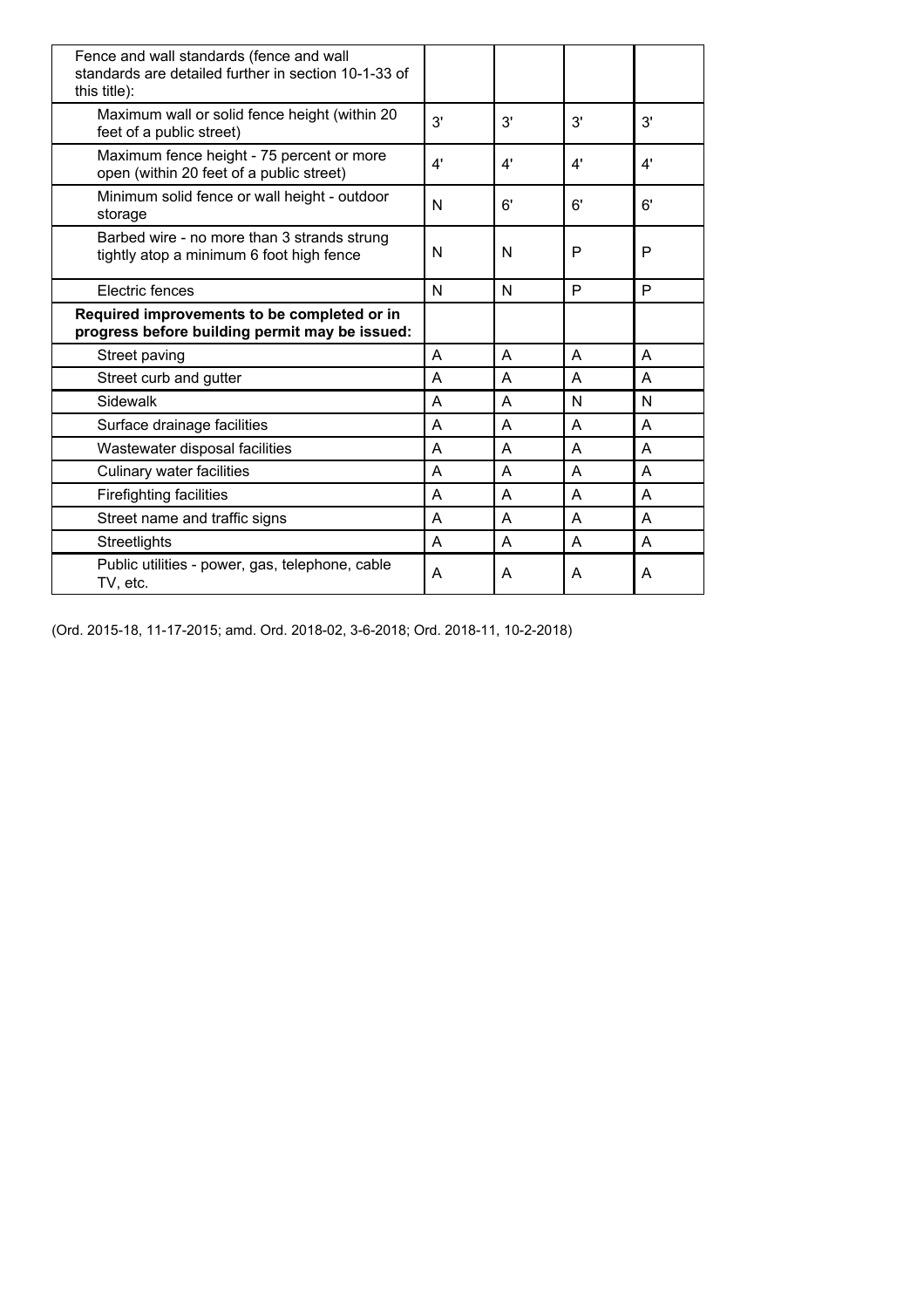| | | | | |
|---|---|---|---|---|
| Fence and wall standards (fence and wall standards are detailed further in section 10-1-33 of this title): | | | | |
| Maximum wall or solid fence height (within 20 feet of a public street) | 3' | 3' | 3' | 3' |
| Maximum fence height - 75 percent or more open (within 20 feet of a public street) | 4' | 4' | 4' | 4' |
| Minimum solid fence or wall height - outdoor storage | N | 6' | 6' | 6' |
| Barbed wire - no more than 3 strands strung tightly atop a minimum 6 foot high fence | N | N | P | P |
| Electric fences | N | N | P | P |
| **Required improvements to be completed or in progress before building permit may be issued:** | | | | |
| Street paving | A | A | A | A |
| Street curb and gutter | A | A | A | A |
| Sidewalk | A | A | N | N |
| Surface drainage facilities | A | A | A | A |
| Wastewater disposal facilities | A | A | A | A |
| Culinary water facilities | A | A | A | A |
| Firefighting facilities | A | A | A | A |
| Street name and traffic signs | A | A | A | A |
| Streetlights | A | A | A | A |
| Public utilities - power, gas, telephone, cable TV, etc. | A | A | A | A |

(Ord. 2015-18, 11-17-2015; amd. Ord. 2018-02, 3-6-2018; Ord. 2018-11, 10-2-2018)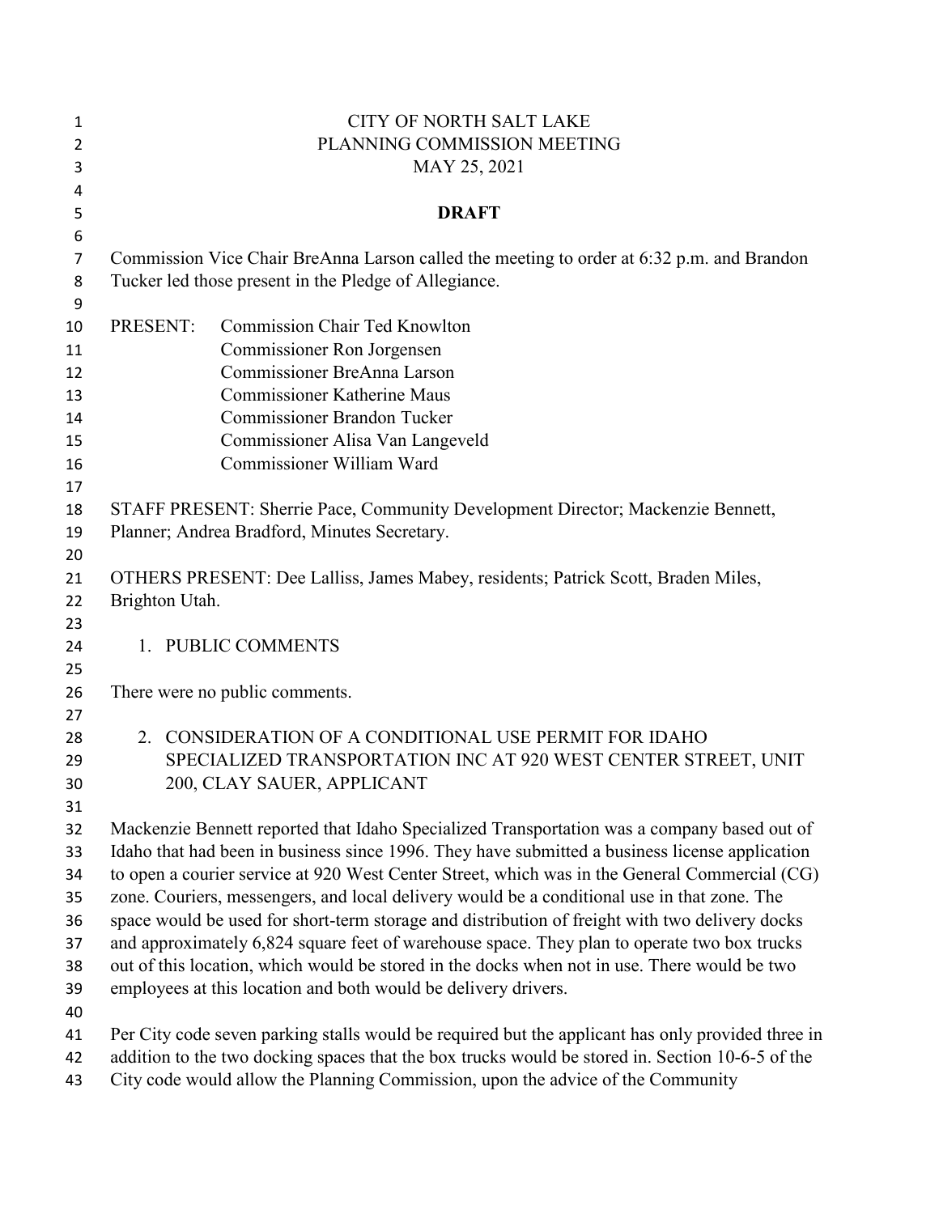CITY OF NORTH SALT LAKE
PLANNING COMMISSION MEETING
MAY 25, 2021

**DRAFT**

Commission Vice Chair BreAnna Larson called the meeting to order at 6:32 p.m. and Brandon Tucker led those present in the Pledge of Allegiance.

PRESENT: Commission Chair Ted Knowlton
Commissioner Ron Jorgensen
Commissioner BreAnna Larson
Commissioner Katherine Maus
Commissioner Brandon Tucker
Commissioner Alisa Van Langeveld
Commissioner William Ward

STAFF PRESENT: Sherrie Pace, Community Development Director; Mackenzie Bennett, Planner; Andrea Bradford, Minutes Secretary.

OTHERS PRESENT: Dee Lalliss, James Mabey, residents; Patrick Scott, Braden Miles, Brighton Utah.

1. PUBLIC COMMENTS

There were no public comments.

2. CONSIDERATION OF A CONDITIONAL USE PERMIT FOR IDAHO SPECIALIZED TRANSPORTATION INC AT 920 WEST CENTER STREET, UNIT 200, CLAY SAUER, APPLICANT

Mackenzie Bennett reported that Idaho Specialized Transportation was a company based out of Idaho that had been in business since 1996. They have submitted a business license application to open a courier service at 920 West Center Street, which was in the General Commercial (CG) zone. Couriers, messengers, and local delivery would be a conditional use in that zone. The space would be used for short-term storage and distribution of freight with two delivery docks and approximately 6,824 square feet of warehouse space. They plan to operate two box trucks out of this location, which would be stored in the docks when not in use. There would be two employees at this location and both would be delivery drivers.

Per City code seven parking stalls would be required but the applicant has only provided three in addition to the two docking spaces that the box trucks would be stored in. Section 10-6-5 of the City code would allow the Planning Commission, upon the advice of the Community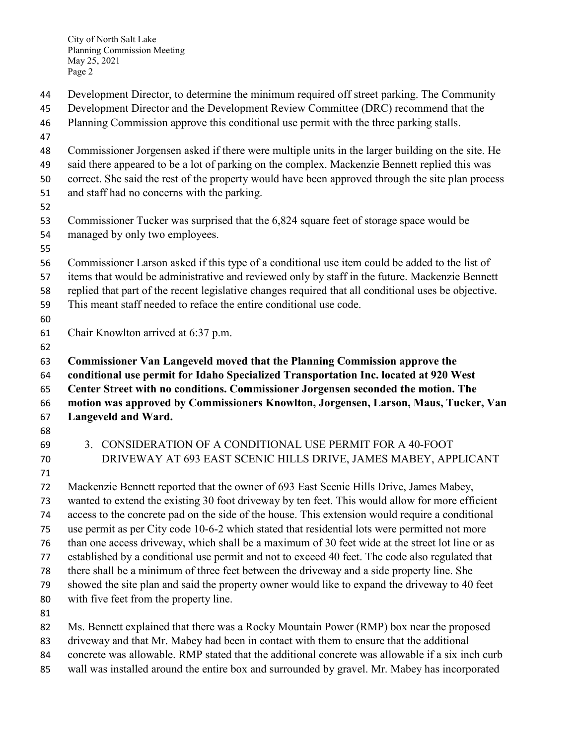Development Director, to determine the minimum required off street parking. The Community Development Director and the Development Review Committee (DRC) recommend that the Planning Commission approve this conditional use permit with the three parking stalls.

Commissioner Jorgensen asked if there were multiple units in the larger building on the site. He said there appeared to be a lot of parking on the complex. Mackenzie Bennett replied this was correct. She said the rest of the property would have been approved through the site plan process and staff had no concerns with the parking.

Commissioner Tucker was surprised that the 6,824 square feet of storage space would be managed by only two employees.

Commissioner Larson asked if this type of a conditional use item could be added to the list of items that would be administrative and reviewed only by staff in the future. Mackenzie Bennett replied that part of the recent legislative changes required that all conditional uses be objective. This meant staff needed to reface the entire conditional use code.

Chair Knowlton arrived at 6:37 p.m.

**Commissioner Van Langeveld moved that the Planning Commission approve the conditional use permit for Idaho Specialized Transportation Inc. located at 920 West Center Street with no conditions. Commissioner Jorgensen seconded the motion. The motion was approved by Commissioners Knowlton, Jorgensen, Larson, Maus, Tucker, Van Langeveld and Ward.**

3. CONSIDERATION OF A CONDITIONAL USE PERMIT FOR A 40-FOOT DRIVEWAY AT 693 EAST SCENIC HILLS DRIVE, JAMES MABEY, APPLICANT

Mackenzie Bennett reported that the owner of 693 East Scenic Hills Drive, James Mabey, wanted to extend the existing 30 foot driveway by ten feet. This would allow for more efficient access to the concrete pad on the side of the house. This extension would require a conditional use permit as per City code 10-6-2 which stated that residential lots were permitted not more than one access driveway, which shall be a maximum of 30 feet wide at the street lot line or as established by a conditional use permit and not to exceed 40 feet. The code also regulated that there shall be a minimum of three feet between the driveway and a side property line. She showed the site plan and said the property owner would like to expand the driveway to 40 feet with five feet from the property line.

Ms. Bennett explained that there was a Rocky Mountain Power (RMP) box near the proposed driveway and that Mr. Mabey had been in contact with them to ensure that the additional concrete was allowable. RMP stated that the additional concrete was allowable if a six inch curb wall was installed around the entire box and surrounded by gravel. Mr. Mabey has incorporated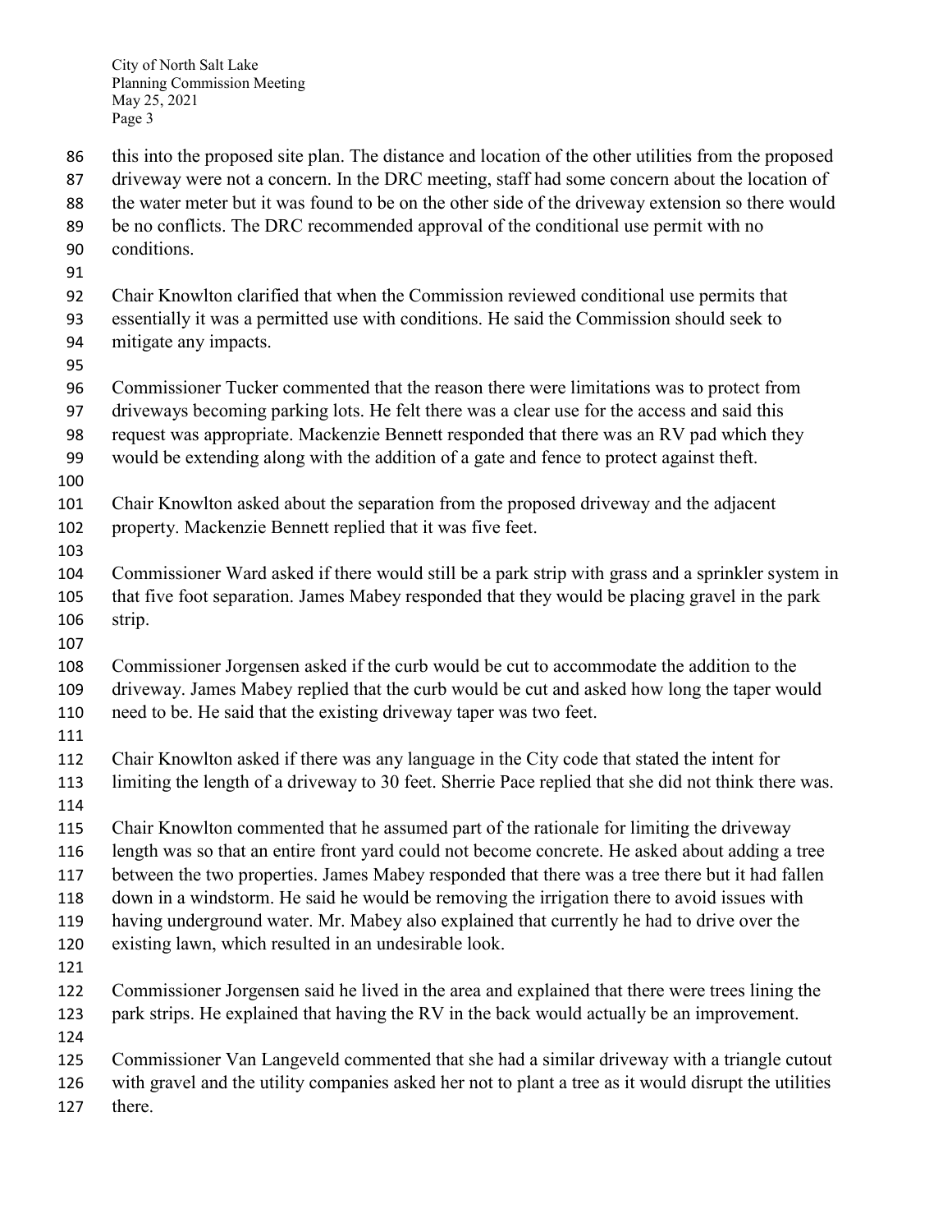this into the proposed site plan. The distance and location of the other utilities from the proposed driveway were not a concern. In the DRC meeting, staff had some concern about the location of the water meter but it was found to be on the other side of the driveway extension so there would be no conflicts. The DRC recommended approval of the conditional use permit with no conditions.

Chair Knowlton clarified that when the Commission reviewed conditional use permits that essentially it was a permitted use with conditions. He said the Commission should seek to mitigate any impacts.

Commissioner Tucker commented that the reason there were limitations was to protect from driveways becoming parking lots. He felt there was a clear use for the access and said this request was appropriate. Mackenzie Bennett responded that there was an RV pad which they would be extending along with the addition of a gate and fence to protect against theft.

Chair Knowlton asked about the separation from the proposed driveway and the adjacent property. Mackenzie Bennett replied that it was five feet.

Commissioner Ward asked if there would still be a park strip with grass and a sprinkler system in that five foot separation. James Mabey responded that they would be placing gravel in the park strip.

Commissioner Jorgensen asked if the curb would be cut to accommodate the addition to the driveway. James Mabey replied that the curb would be cut and asked how long the taper would need to be. He said that the existing driveway taper was two feet.

Chair Knowlton asked if there was any language in the City code that stated the intent for limiting the length of a driveway to 30 feet. Sherrie Pace replied that she did not think there was.

Chair Knowlton commented that he assumed part of the rationale for limiting the driveway length was so that an entire front yard could not become concrete. He asked about adding a tree between the two properties. James Mabey responded that there was a tree there but it had fallen down in a windstorm. He said he would be removing the irrigation there to avoid issues with having underground water. Mr. Mabey also explained that currently he had to drive over the existing lawn, which resulted in an undesirable look.

Commissioner Jorgensen said he lived in the area and explained that there were trees lining the park strips. He explained that having the RV in the back would actually be an improvement.

Commissioner Van Langeveld commented that she had a similar driveway with a triangle cutout with gravel and the utility companies asked her not to plant a tree as it would disrupt the utilities there.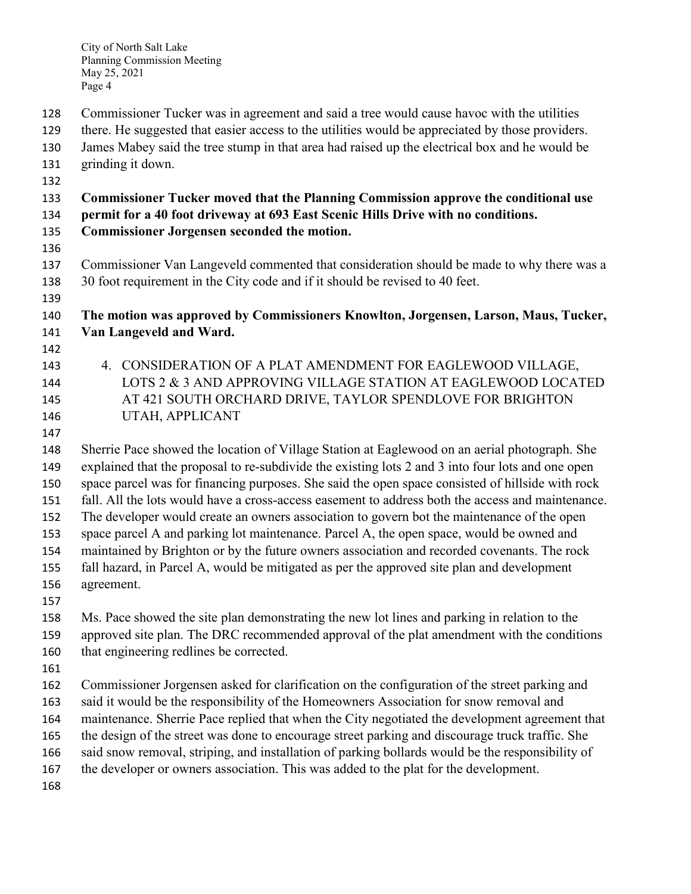Commissioner Tucker was in agreement and said a tree would cause havoc with the utilities there. He suggested that easier access to the utilities would be appreciated by those providers. James Mabey said the tree stump in that area had raised up the electrical box and he would be grinding it down.

**Commissioner Tucker moved that the Planning Commission approve the conditional use permit for a 40 foot driveway at 693 East Scenic Hills Drive with no conditions. Commissioner Jorgensen seconded the motion.**

Commissioner Van Langeveld commented that consideration should be made to why there was a 30 foot requirement in the City code and if it should be revised to 40 feet.

**The motion was approved by Commissioners Knowlton, Jorgensen, Larson, Maus, Tucker, Van Langeveld and Ward.**

4. CONSIDERATION OF A PLAT AMENDMENT FOR EAGLEWOOD VILLAGE, LOTS 2 & 3 AND APPROVING VILLAGE STATION AT EAGLEWOOD LOCATED AT 421 SOUTH ORCHARD DRIVE, TAYLOR SPENDLOVE FOR BRIGHTON UTAH, APPLICANT

Sherrie Pace showed the location of Village Station at Eaglewood on an aerial photograph. She explained that the proposal to re-subdivide the existing lots 2 and 3 into four lots and one open space parcel was for financing purposes. She said the open space consisted of hillside with rock fall. All the lots would have a cross-access easement to address both the access and maintenance. The developer would create an owners association to govern bot the maintenance of the open space parcel A and parking lot maintenance. Parcel A, the open space, would be owned and maintained by Brighton or by the future owners association and recorded covenants. The rock fall hazard, in Parcel A, would be mitigated as per the approved site plan and development agreement.

Ms. Pace showed the site plan demonstrating the new lot lines and parking in relation to the approved site plan. The DRC recommended approval of the plat amendment with the conditions that engineering redlines be corrected.

Commissioner Jorgensen asked for clarification on the configuration of the street parking and said it would be the responsibility of the Homeowners Association for snow removal and maintenance. Sherrie Pace replied that when the City negotiated the development agreement that the design of the street was done to encourage street parking and discourage truck traffic. She said snow removal, striping, and installation of parking bollards would be the responsibility of the developer or owners association. This was added to the plat for the development.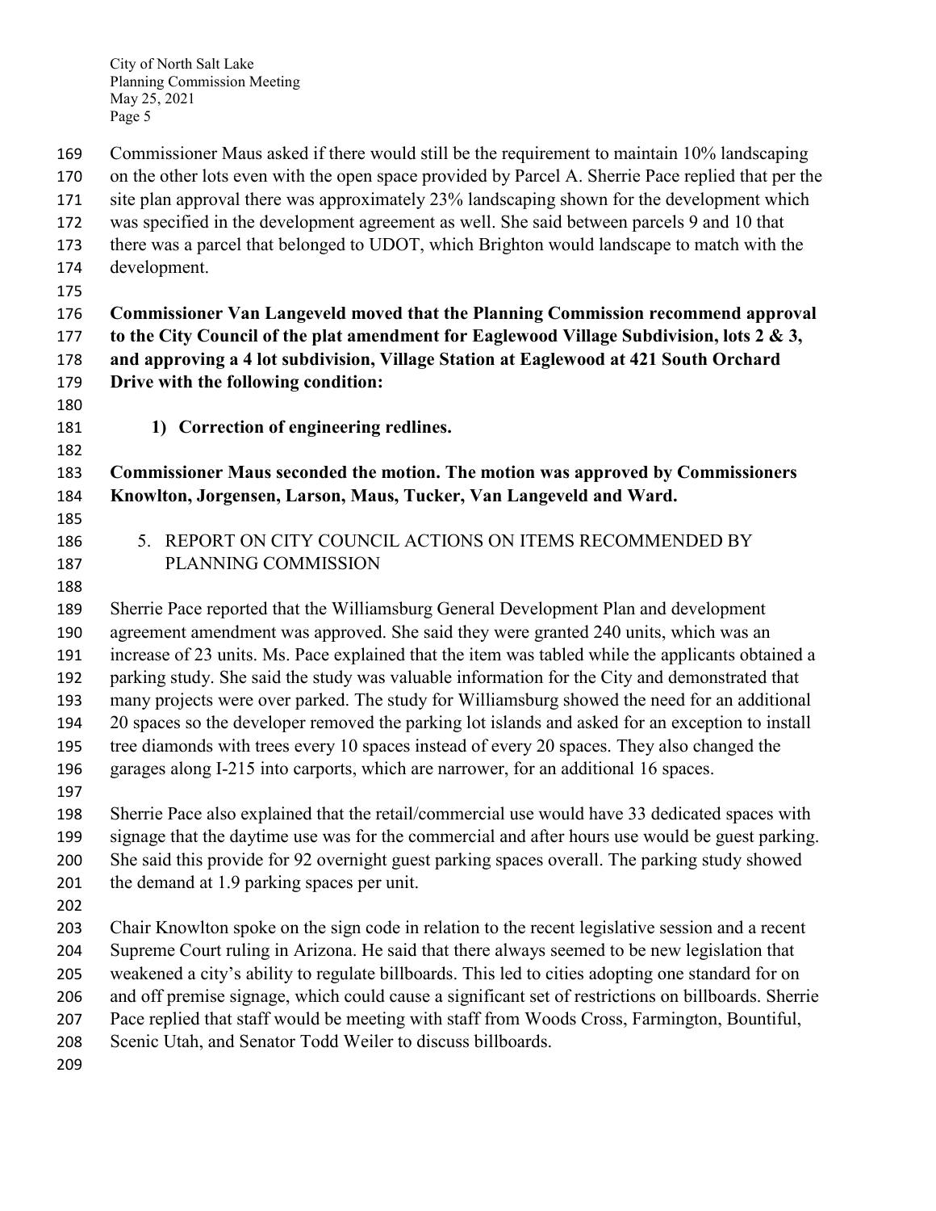Commissioner Maus asked if there would still be the requirement to maintain 10% landscaping on the other lots even with the open space provided by Parcel A. Sherrie Pace replied that per the site plan approval there was approximately 23% landscaping shown for the development which was specified in the development agreement as well. She said between parcels 9 and 10 that there was a parcel that belonged to UDOT, which Brighton would landscape to match with the development.

**Commissioner Van Langeveld moved that the Planning Commission recommend approval to the City Council of the plat amendment for Eaglewood Village Subdivision, lots 2 & 3, and approving a 4 lot subdivision, Village Station at Eaglewood at 421 South Orchard Drive with the following condition:**

1) **Correction of engineering redlines.**

**Commissioner Maus seconded the motion. The motion was approved by Commissioners Knowlton, Jorgensen, Larson, Maus, Tucker, Van Langeveld and Ward.**

5. REPORT ON CITY COUNCIL ACTIONS ON ITEMS RECOMMENDED BY PLANNING COMMISSION

Sherrie Pace reported that the Williamsburg General Development Plan and development agreement amendment was approved. She said they were granted 240 units, which was an increase of 23 units. Ms. Pace explained that the item was tabled while the applicants obtained a parking study. She said the study was valuable information for the City and demonstrated that many projects were over parked. The study for Williamsburg showed the need for an additional 20 spaces so the developer removed the parking lot islands and asked for an exception to install tree diamonds with trees every 10 spaces instead of every 20 spaces. They also changed the garages along I-215 into carports, which are narrower, for an additional 16 spaces.

Sherrie Pace also explained that the retail/commercial use would have 33 dedicated spaces with signage that the daytime use was for the commercial and after hours use would be guest parking. She said this provide for 92 overnight guest parking spaces overall. The parking study showed the demand at 1.9 parking spaces per unit.

Chair Knowlton spoke on the sign code in relation to the recent legislative session and a recent Supreme Court ruling in Arizona. He said that there always seemed to be new legislation that weakened a city's ability to regulate billboards. This led to cities adopting one standard for on and off premise signage, which could cause a significant set of restrictions on billboards. Sherrie Pace replied that staff would be meeting with staff from Woods Cross, Farmington, Bountiful, Scenic Utah, and Senator Todd Weiler to discuss billboards.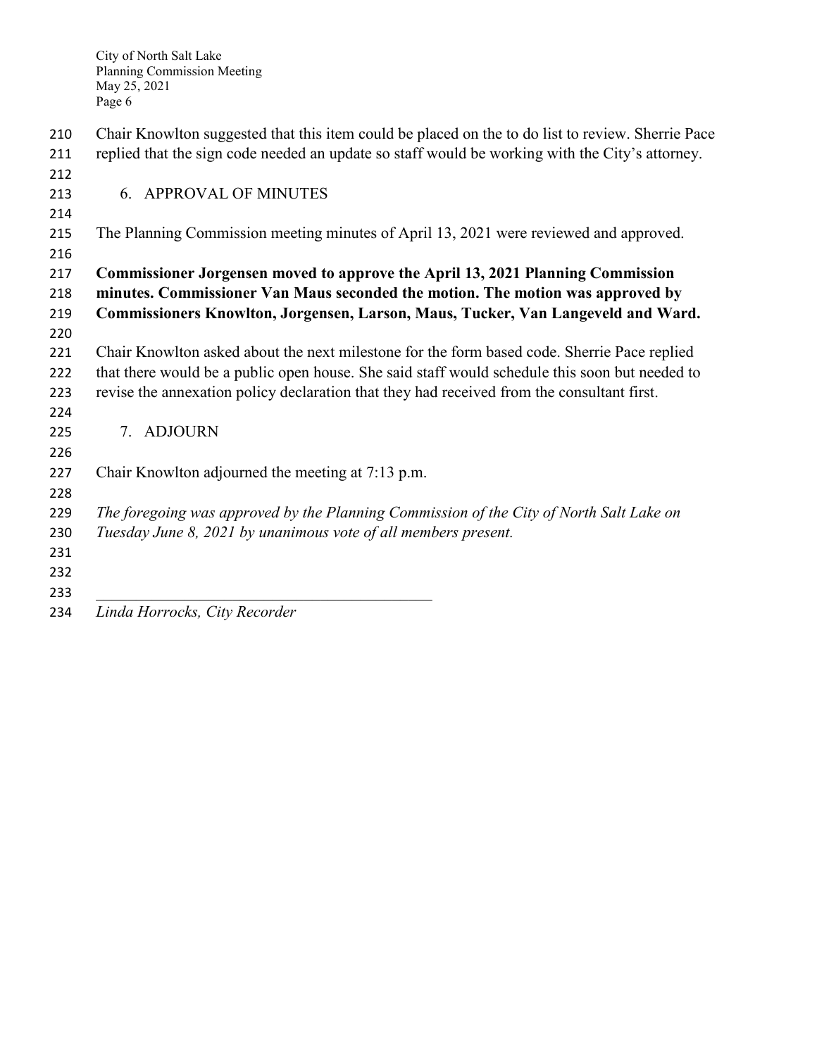Chair Knowlton suggested that this item could be placed on the to do list to review. Sherrie Pace replied that the sign code needed an update so staff would be working with the City's attorney.

6. APPROVAL OF MINUTES

The Planning Commission meeting minutes of April 13, 2021 were reviewed and approved.

**Commissioner Jorgensen moved to approve the April 13, 2021 Planning Commission minutes. Commissioner Van Maus seconded the motion. The motion was approved by Commissioners Knowlton, Jorgensen, Larson, Maus, Tucker, Van Langeveld and Ward.**

Chair Knowlton asked about the next milestone for the form based code. Sherrie Pace replied that there would be a public open house. She said staff would schedule this soon but needed to revise the annexation policy declaration that they had received from the consultant first.

7. ADJOURN

Chair Knowlton adjourned the meeting at 7:13 p.m.

*The foregoing was approved by the Planning Commission of the City of North Salt Lake on Tuesday June 8, 2021 by unanimous vote of all members present.*

\_\_\_\_\_\_\_\_\_\_\_\_\_\_\_\_\_\_\_\_\_\_\_\_\_\_\_\_\_\_\_\_\_\_\_\_\_\_\_\_\_\_

*Linda Horrocks, City Recorder*